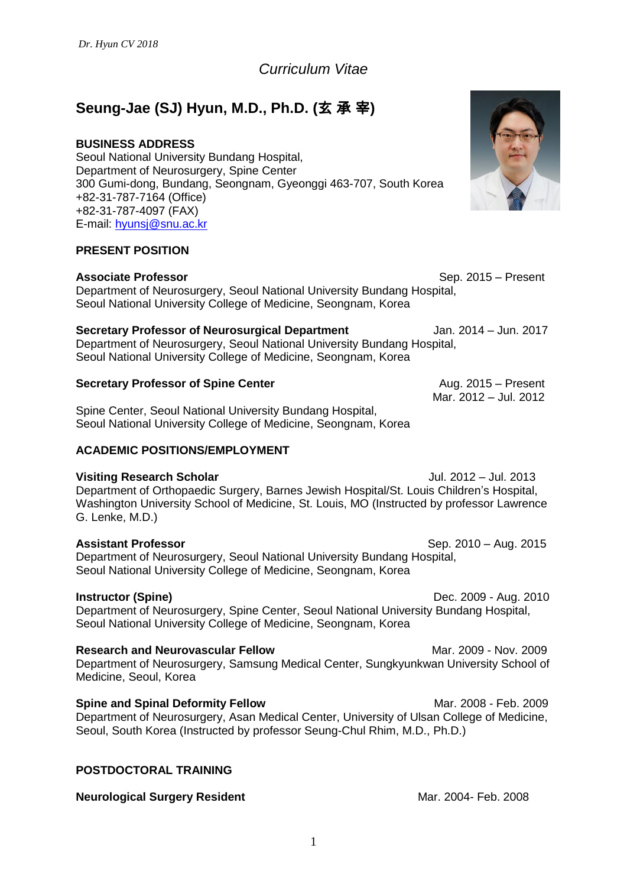# Curriculum Vitae

## Seung-Jae (SJ) Hyun, M.D., Ph.D. (玄 承 宰)

**BUSINESS ADDRESS**
Seoul National University Bundang Hospital,
Department of Neurosurgery, Spine Center
300 Gumi-dong, Bundang, Seongnam, Gyeonggi 463-707, South Korea
+82-31-787-7164 (Office)
+82-31-787-4097 (FAX)
E-mail: hyunsj@snu.ac.kr

### PRESENT POSITION

**Associate Professor** Sep. 2015 – Present
Department of Neurosurgery, Seoul National University Bundang Hospital,
Seoul National University College of Medicine, Seongnam, Korea

**Secretary Professor of Neurosurgical Department** Jan. 2014 – Jun. 2017
Department of Neurosurgery, Seoul National University Bundang Hospital,
Seoul National University College of Medicine, Seongnam, Korea

**Secretary Professor of Spine Center** Aug. 2015 – Present
Mar. 2012 – Jul. 2012
Spine Center, Seoul National University Bundang Hospital,
Seoul National University College of Medicine, Seongnam, Korea

### ACADEMIC POSITIONS/EMPLOYMENT

**Visiting Research Scholar** Jul. 2012 – Jul. 2013
Department of Orthopaedic Surgery, Barnes Jewish Hospital/St. Louis Children's Hospital, Washington University School of Medicine, St. Louis, MO (Instructed by professor Lawrence G. Lenke, M.D.)

**Assistant Professor** Sep. 2010 – Aug. 2015
Department of Neurosurgery, Seoul National University Bundang Hospital,
Seoul National University College of Medicine, Seongnam, Korea

**Instructor (Spine)** Dec. 2009 - Aug. 2010
Department of Neurosurgery, Spine Center, Seoul National University Bundang Hospital,
Seoul National University College of Medicine, Seongnam, Korea

**Research and Neurovascular Fellow** Mar. 2009 - Nov. 2009
Department of Neurosurgery, Samsung Medical Center, Sungkyunkwan University School of Medicine, Seoul, Korea

**Spine and Spinal Deformity Fellow** Mar. 2008 - Feb. 2009
Department of Neurosurgery, Asan Medical Center, University of Ulsan College of Medicine, Seoul, South Korea (Instructed by professor Seung-Chul Rhim, M.D., Ph.D.)

### POSTDOCTORAL TRAINING

**Neurological Surgery Resident** Mar. 2004- Feb. 2008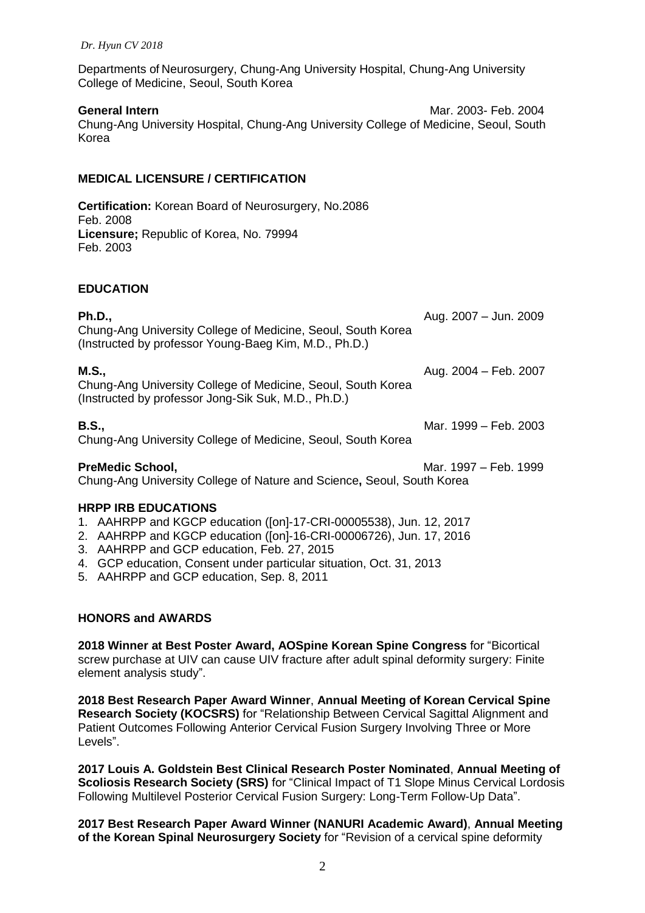Departments of Neurosurgery, Chung-Ang University Hospital, Chung-Ang University College of Medicine, Seoul, South Korea

**General Intern** Mar. 2003- Feb. 2004
Chung-Ang University Hospital, Chung-Ang University College of Medicine, Seoul, South Korea

## MEDICAL LICENSURE / CERTIFICATION

**Certification:** Korean Board of Neurosurgery, No.2086
Feb. 2008
**Licensure;** Republic of Korea, No. 79994
Feb. 2003

## EDUCATION

**Ph.D.,** Aug. 2007 – Jun. 2009
Chung-Ang University College of Medicine, Seoul, South Korea
(Instructed by professor Young-Baeg Kim, M.D., Ph.D.)

**M.S.,** Aug. 2004 – Feb. 2007
Chung-Ang University College of Medicine, Seoul, South Korea
(Instructed by professor Jong-Sik Suk, M.D., Ph.D.)

**B.S.,** Mar. 1999 – Feb. 2003
Chung-Ang University College of Medicine, Seoul, South Korea

**PreMedic School,** Mar. 1997 – Feb. 1999
Chung-Ang University College of Nature and Science**,** Seoul, South Korea

### HRPP IRB EDUCATIONS

1. AAHRPP and KGCP education ([on]-17-CRI-00005538), Jun. 12, 2017
2. AAHRPP and KGCP education ([on]-16-CRI-00006726), Jun. 17, 2016
3. AAHRPP and GCP education, Feb. 27, 2015
4. GCP education, Consent under particular situation, Oct. 31, 2013
5. AAHRPP and GCP education, Sep. 8, 2011

## HONORS and AWARDS

**2018 Winner at Best Poster Award, AOSpine Korean Spine Congress** for "Bicortical screw purchase at UIV can cause UIV fracture after adult spinal deformity surgery: Finite element analysis study".

**2018 Best Research Paper Award Winner**, **Annual Meeting of Korean Cervical Spine Research Society (KOCSRS)** for "Relationship Between Cervical Sagittal Alignment and Patient Outcomes Following Anterior Cervical Fusion Surgery Involving Three or More Levels".

**2017 Louis A. Goldstein Best Clinical Research Poster Nominated**, **Annual Meeting of Scoliosis Research Society (SRS)** for "Clinical Impact of T1 Slope Minus Cervical Lordosis Following Multilevel Posterior Cervical Fusion Surgery: Long-Term Follow-Up Data".

**2017 Best Research Paper Award Winner (NANURI Academic Award)**, **Annual Meeting of the Korean Spinal Neurosurgery Society** for "Revision of a cervical spine deformity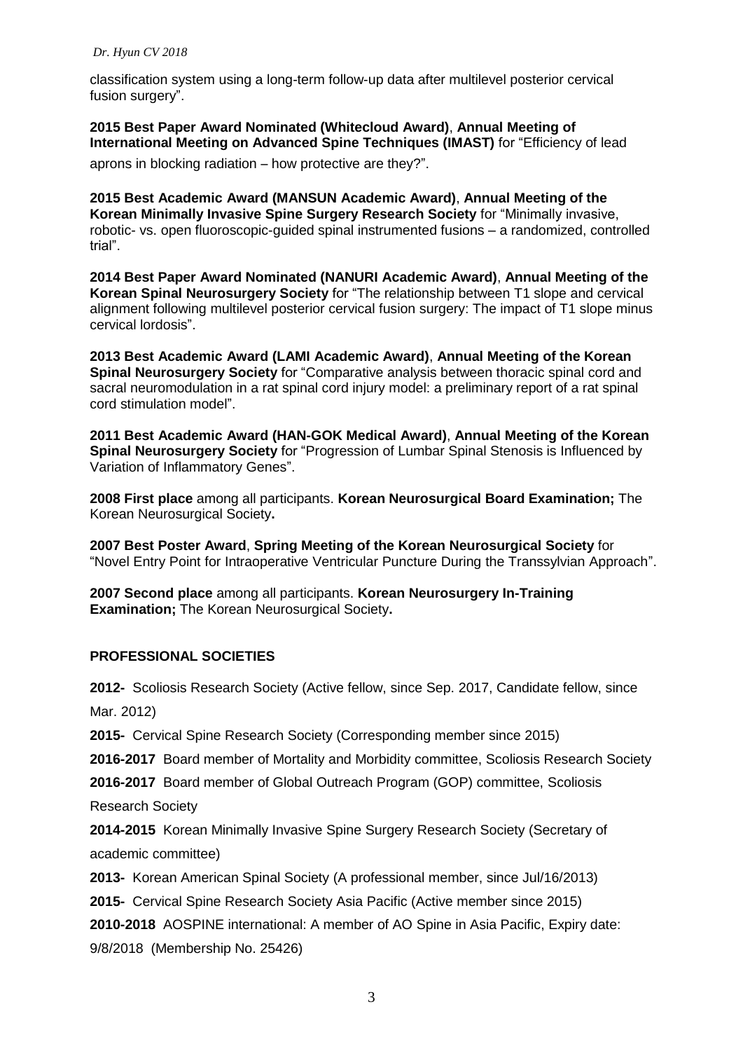classification system using a long-term follow-up data after multilevel posterior cervical fusion surgery".

**2015 Best Paper Award Nominated (Whitecloud Award)**, **Annual Meeting of International Meeting on Advanced Spine Techniques (IMAST)** for "Efficiency of lead aprons in blocking radiation – how protective are they?".

**2015 Best Academic Award (MANSUN Academic Award)**, **Annual Meeting of the Korean Minimally Invasive Spine Surgery Research Society** for "Minimally invasive, robotic- vs. open fluoroscopic-guided spinal instrumented fusions – a randomized, controlled trial".

**2014 Best Paper Award Nominated (NANURI Academic Award)**, **Annual Meeting of the Korean Spinal Neurosurgery Society** for "The relationship between T1 slope and cervical alignment following multilevel posterior cervical fusion surgery: The impact of T1 slope minus cervical lordosis".

**2013 Best Academic Award (LAMI Academic Award)**, **Annual Meeting of the Korean Spinal Neurosurgery Society** for "Comparative analysis between thoracic spinal cord and sacral neuromodulation in a rat spinal cord injury model: a preliminary report of a rat spinal cord stimulation model".

**2011 Best Academic Award (HAN-GOK Medical Award)**, **Annual Meeting of the Korean Spinal Neurosurgery Society** for "Progression of Lumbar Spinal Stenosis is Influenced by Variation of Inflammatory Genes".

**2008 First place** among all participants. **Korean Neurosurgical Board Examination;** The Korean Neurosurgical Society**.**

**2007 Best Poster Award**, **Spring Meeting of the Korean Neurosurgical Society** for "Novel Entry Point for Intraoperative Ventricular Puncture During the Transsylvian Approach".

**2007 Second place** among all participants. **Korean Neurosurgery In-Training Examination;** The Korean Neurosurgical Society**.**

## PROFESSIONAL SOCIETIES

**2012-** Scoliosis Research Society (Active fellow, since Sep. 2017, Candidate fellow, since Mar. 2012)

**2015-** Cervical Spine Research Society (Corresponding member since 2015)

**2016-2017** Board member of Mortality and Morbidity committee, Scoliosis Research Society

**2016-2017** Board member of Global Outreach Program (GOP) committee, Scoliosis Research Society

**2014-2015** Korean Minimally Invasive Spine Surgery Research Society (Secretary of academic committee)

**2013-** Korean American Spinal Society (A professional member, since Jul/16/2013)

**2015-** Cervical Spine Research Society Asia Pacific (Active member since 2015)

**2010-2018** AOSPINE international: A member of AO Spine in Asia Pacific, Expiry date: 9/8/2018 (Membership No. 25426)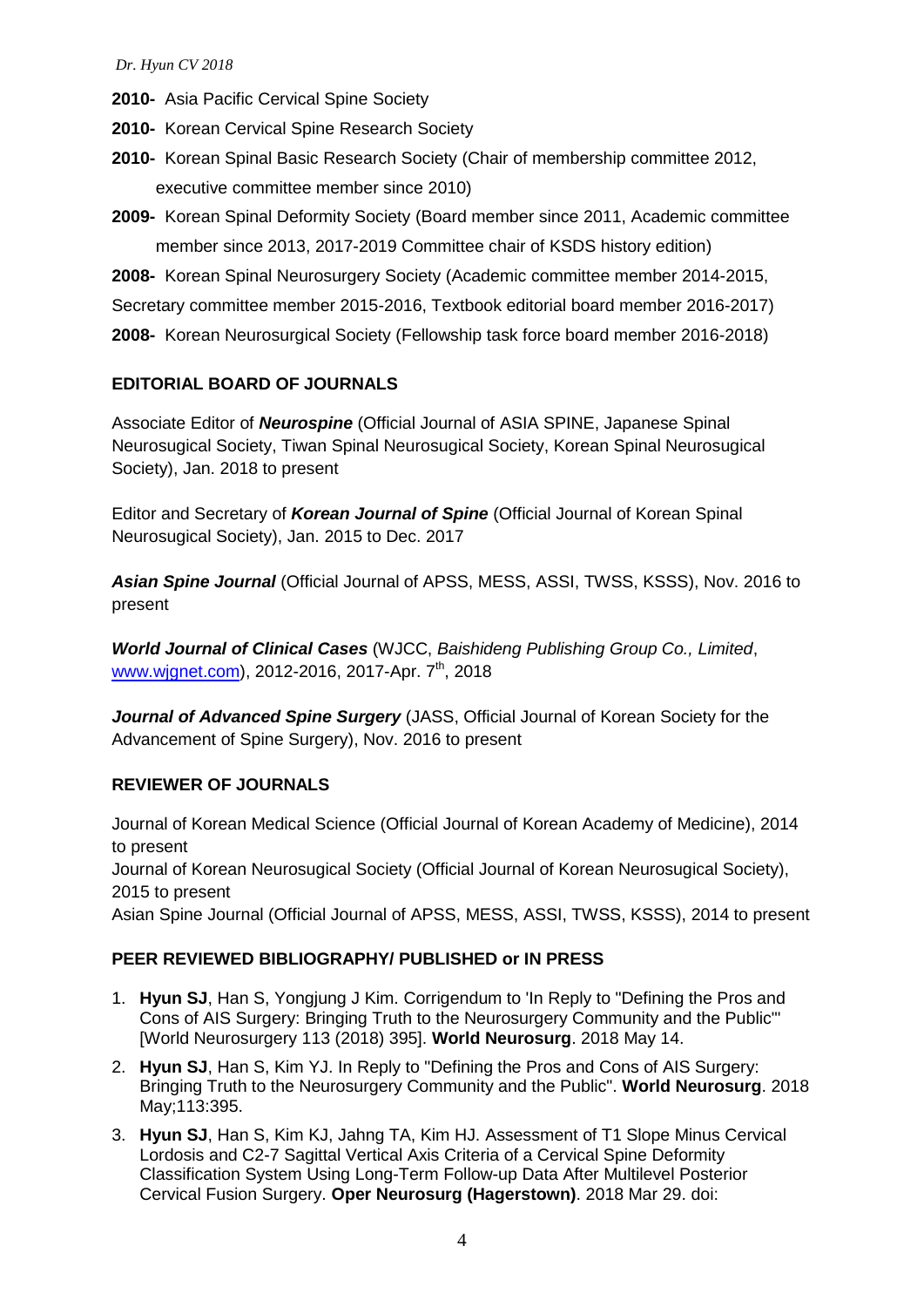**2010-** Asia Pacific Cervical Spine Society

**2010-** Korean Cervical Spine Research Society

**2010-** Korean Spinal Basic Research Society (Chair of membership committee 2012, executive committee member since 2010)

**2009-** Korean Spinal Deformity Society (Board member since 2011, Academic committee member since 2013, 2017-2019 Committee chair of KSDS history edition)

**2008-** Korean Spinal Neurosurgery Society (Academic committee member 2014-2015, Secretary committee member 2015-2016, Textbook editorial board member 2016-2017)

**2008-** Korean Neurosurgical Society (Fellowship task force board member 2016-2018)

## EDITORIAL BOARD OF JOURNALS

Associate Editor of ***Neurospine*** (Official Journal of ASIA SPINE, Japanese Spinal Neurosugical Society, Tiwan Spinal Neurosugical Society, Korean Spinal Neurosugical Society), Jan. 2018 to present

Editor and Secretary of ***Korean Journal of Spine*** (Official Journal of Korean Spinal Neurosugical Society), Jan. 2015 to Dec. 2017

***Asian Spine Journal*** (Official Journal of APSS, MESS, ASSI, TWSS, KSSS), Nov. 2016 to present

***World Journal of Clinical Cases*** (WJCC, *Baishideng Publishing Group Co., Limited*, www.wjgnet.com), 2012-2016, 2017-Apr. 7th, 2018

***Journal of Advanced Spine Surgery*** (JASS, Official Journal of Korean Society for the Advancement of Spine Surgery), Nov. 2016 to present

## REVIEWER OF JOURNALS

Journal of Korean Medical Science (Official Journal of Korean Academy of Medicine), 2014 to present

Journal of Korean Neurosugical Society (Official Journal of Korean Neurosugical Society), 2015 to present

Asian Spine Journal (Official Journal of APSS, MESS, ASSI, TWSS, KSSS), 2014 to present

## PEER REVIEWED BIBLIOGRAPHY/ PUBLISHED or IN PRESS

1. **Hyun SJ**, Han S, Yongjung J Kim. Corrigendum to 'In Reply to "Defining the Pros and Cons of AIS Surgery: Bringing Truth to the Neurosurgery Community and the Public"' [World Neurosurgery 113 (2018) 395]. **World Neurosurg**. 2018 May 14.
2. **Hyun SJ**, Han S, Kim YJ. In Reply to "Defining the Pros and Cons of AIS Surgery: Bringing Truth to the Neurosurgery Community and the Public". **World Neurosurg**. 2018 May;113:395.
3. **Hyun SJ**, Han S, Kim KJ, Jahng TA, Kim HJ. Assessment of T1 Slope Minus Cervical Lordosis and C2-7 Sagittal Vertical Axis Criteria of a Cervical Spine Deformity Classification System Using Long-Term Follow-up Data After Multilevel Posterior Cervical Fusion Surgery. **Oper Neurosurg (Hagerstown)**. 2018 Mar 29. doi: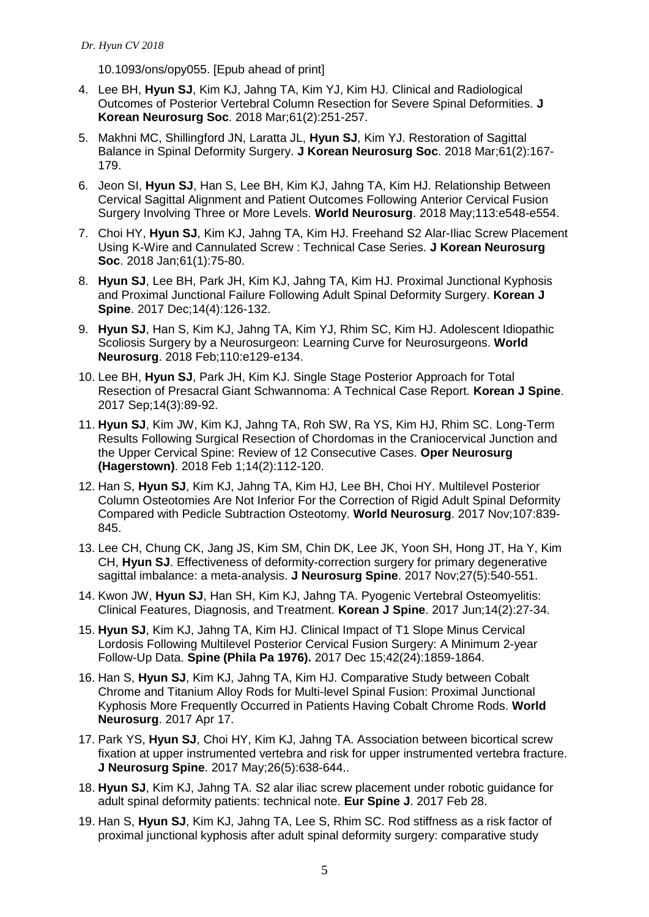10.1093/ons/opy055. [Epub ahead of print]

4. Lee BH, **Hyun SJ**, Kim KJ, Jahng TA, Kim YJ, Kim HJ. Clinical and Radiological Outcomes of Posterior Vertebral Column Resection for Severe Spinal Deformities. **J Korean Neurosurg Soc**. 2018 Mar;61(2):251-257.
5. Makhni MC, Shillingford JN, Laratta JL, **Hyun SJ**, Kim YJ. Restoration of Sagittal Balance in Spinal Deformity Surgery. **J Korean Neurosurg Soc**. 2018 Mar;61(2):167-179.
6. Jeon SI, **Hyun SJ**, Han S, Lee BH, Kim KJ, Jahng TA, Kim HJ. Relationship Between Cervical Sagittal Alignment and Patient Outcomes Following Anterior Cervical Fusion Surgery Involving Three or More Levels. **World Neurosurg**. 2018 May;113:e548-e554.
7. Choi HY, **Hyun SJ**, Kim KJ, Jahng TA, Kim HJ. Freehand S2 Alar-Iliac Screw Placement Using K-Wire and Cannulated Screw : Technical Case Series. **J Korean Neurosurg Soc**. 2018 Jan;61(1):75-80.
8. **Hyun SJ**, Lee BH, Park JH, Kim KJ, Jahng TA, Kim HJ. Proximal Junctional Kyphosis and Proximal Junctional Failure Following Adult Spinal Deformity Surgery. **Korean J Spine**. 2017 Dec;14(4):126-132.
9. **Hyun SJ**, Han S, Kim KJ, Jahng TA, Kim YJ, Rhim SC, Kim HJ. Adolescent Idiopathic Scoliosis Surgery by a Neurosurgeon: Learning Curve for Neurosurgeons. **World Neurosurg**. 2018 Feb;110:e129-e134.
10. Lee BH, **Hyun SJ**, Park JH, Kim KJ. Single Stage Posterior Approach for Total Resection of Presacral Giant Schwannoma: A Technical Case Report. **Korean J Spine**. 2017 Sep;14(3):89-92.
11. **Hyun SJ**, Kim JW, Kim KJ, Jahng TA, Roh SW, Ra YS, Kim HJ, Rhim SC. Long-Term Results Following Surgical Resection of Chordomas in the Craniocervical Junction and the Upper Cervical Spine: Review of 12 Consecutive Cases. **Oper Neurosurg (Hagerstown)**. 2018 Feb 1;14(2):112-120.
12. Han S, **Hyun SJ**, Kim KJ, Jahng TA, Kim HJ, Lee BH, Choi HY. Multilevel Posterior Column Osteotomies Are Not Inferior For the Correction of Rigid Adult Spinal Deformity Compared with Pedicle Subtraction Osteotomy. **World Neurosurg**. 2017 Nov;107:839-845.
13. Lee CH, Chung CK, Jang JS, Kim SM, Chin DK, Lee JK, Yoon SH, Hong JT, Ha Y, Kim CH, **Hyun SJ**. Effectiveness of deformity-correction surgery for primary degenerative sagittal imbalance: a meta-analysis. **J Neurosurg Spine**. 2017 Nov;27(5):540-551.
14. Kwon JW, **Hyun SJ**, Han SH, Kim KJ, Jahng TA. Pyogenic Vertebral Osteomyelitis: Clinical Features, Diagnosis, and Treatment. **Korean J Spine**. 2017 Jun;14(2):27-34.
15. **Hyun SJ**, Kim KJ, Jahng TA, Kim HJ. Clinical Impact of T1 Slope Minus Cervical Lordosis Following Multilevel Posterior Cervical Fusion Surgery: A Minimum 2-year Follow-Up Data. **Spine (Phila Pa 1976).** 2017 Dec 15;42(24):1859-1864.
16. Han S, **Hyun SJ**, Kim KJ, Jahng TA, Kim HJ. Comparative Study between Cobalt Chrome and Titanium Alloy Rods for Multi-level Spinal Fusion: Proximal Junctional Kyphosis More Frequently Occurred in Patients Having Cobalt Chrome Rods. **World Neurosurg**. 2017 Apr 17.
17. Park YS, **Hyun SJ**, Choi HY, Kim KJ, Jahng TA. Association between bicortical screw fixation at upper instrumented vertebra and risk for upper instrumented vertebra fracture. **J Neurosurg Spine**. 2017 May;26(5):638-644..
18. **Hyun SJ**, Kim KJ, Jahng TA. S2 alar iliac screw placement under robotic guidance for adult spinal deformity patients: technical note. **Eur Spine J**. 2017 Feb 28.
19. Han S, **Hyun SJ**, Kim KJ, Jahng TA, Lee S, Rhim SC. Rod stiffness as a risk factor of proximal junctional kyphosis after adult spinal deformity surgery: comparative study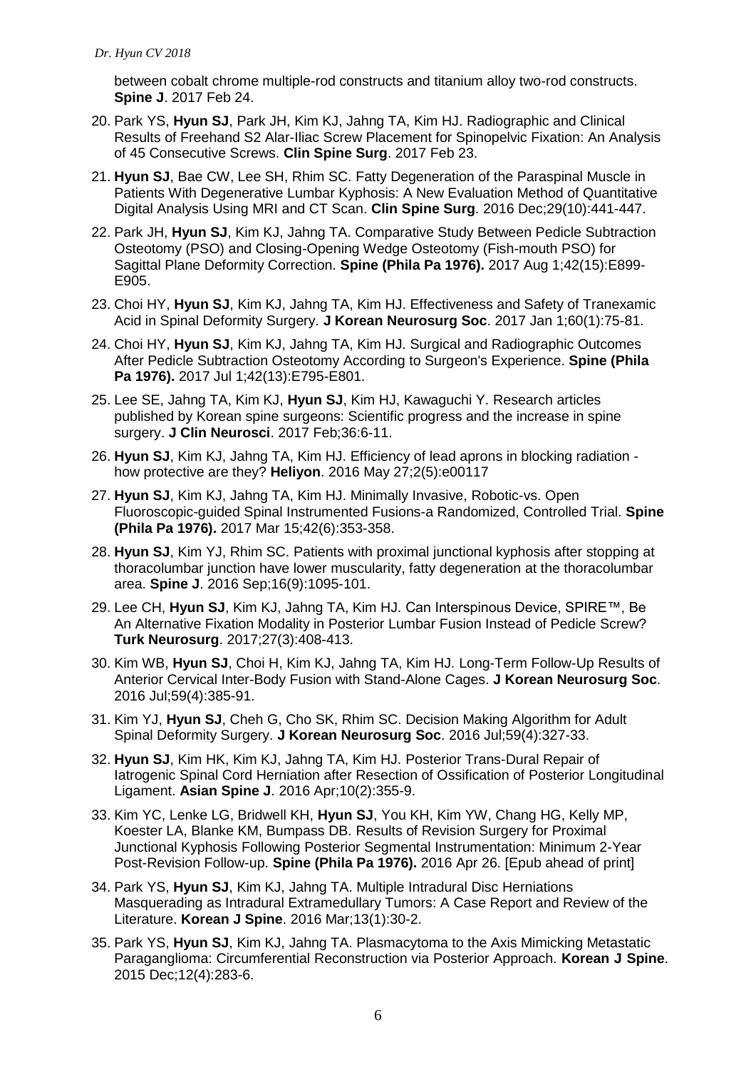between cobalt chrome multiple-rod constructs and titanium alloy two-rod constructs. **Spine J**. 2017 Feb 24.

20. Park YS, **Hyun SJ**, Park JH, Kim KJ, Jahng TA, Kim HJ. Radiographic and Clinical Results of Freehand S2 Alar-Iliac Screw Placement for Spinopelvic Fixation: An Analysis of 45 Consecutive Screws. **Clin Spine Surg**. 2017 Feb 23.
21. **Hyun SJ**, Bae CW, Lee SH, Rhim SC. Fatty Degeneration of the Paraspinal Muscle in Patients With Degenerative Lumbar Kyphosis: A New Evaluation Method of Quantitative Digital Analysis Using MRI and CT Scan. **Clin Spine Surg**. 2016 Dec;29(10):441-447.
22. Park JH, **Hyun SJ**, Kim KJ, Jahng TA. Comparative Study Between Pedicle Subtraction Osteotomy (PSO) and Closing-Opening Wedge Osteotomy (Fish-mouth PSO) for Sagittal Plane Deformity Correction. **Spine (Phila Pa 1976).** 2017 Aug 1;42(15):E899-E905.
23. Choi HY, **Hyun SJ**, Kim KJ, Jahng TA, Kim HJ. Effectiveness and Safety of Tranexamic Acid in Spinal Deformity Surgery. **J Korean Neurosurg Soc**. 2017 Jan 1;60(1):75-81.
24. Choi HY, **Hyun SJ**, Kim KJ, Jahng TA, Kim HJ. Surgical and Radiographic Outcomes After Pedicle Subtraction Osteotomy According to Surgeon's Experience. **Spine (Phila Pa 1976).** 2017 Jul 1;42(13):E795-E801.
25. Lee SE, Jahng TA, Kim KJ, **Hyun SJ**, Kim HJ, Kawaguchi Y. Research articles published by Korean spine surgeons: Scientific progress and the increase in spine surgery. **J Clin Neurosci**. 2017 Feb;36:6-11.
26. **Hyun SJ**, Kim KJ, Jahng TA, Kim HJ. Efficiency of lead aprons in blocking radiation - how protective are they? **Heliyon**. 2016 May 27;2(5):e00117
27. **Hyun SJ**, Kim KJ, Jahng TA, Kim HJ. Minimally Invasive, Robotic-vs. Open Fluoroscopic-guided Spinal Instrumented Fusions-a Randomized, Controlled Trial. **Spine (Phila Pa 1976).** 2017 Mar 15;42(6):353-358.
28. **Hyun SJ**, Kim YJ, Rhim SC. Patients with proximal junctional kyphosis after stopping at thoracolumbar junction have lower muscularity, fatty degeneration at the thoracolumbar area. **Spine J**. 2016 Sep;16(9):1095-101.
29. Lee CH, **Hyun SJ**, Kim KJ, Jahng TA, Kim HJ. Can Interspinous Device, SPIRE™, Be An Alternative Fixation Modality in Posterior Lumbar Fusion Instead of Pedicle Screw? **Turk Neurosurg**. 2017;27(3):408-413.
30. Kim WB, **Hyun SJ**, Choi H, Kim KJ, Jahng TA, Kim HJ. Long-Term Follow-Up Results of Anterior Cervical Inter-Body Fusion with Stand-Alone Cages. **J Korean Neurosurg Soc**. 2016 Jul;59(4):385-91.
31. Kim YJ, **Hyun SJ**, Cheh G, Cho SK, Rhim SC. Decision Making Algorithm for Adult Spinal Deformity Surgery. **J Korean Neurosurg Soc**. 2016 Jul;59(4):327-33.
32. **Hyun SJ**, Kim HK, Kim KJ, Jahng TA, Kim HJ. Posterior Trans-Dural Repair of Iatrogenic Spinal Cord Herniation after Resection of Ossification of Posterior Longitudinal Ligament. **Asian Spine J**. 2016 Apr;10(2):355-9.
33. Kim YC, Lenke LG, Bridwell KH, **Hyun SJ**, You KH, Kim YW, Chang HG, Kelly MP, Koester LA, Blanke KM, Bumpass DB. Results of Revision Surgery for Proximal Junctional Kyphosis Following Posterior Segmental Instrumentation: Minimum 2-Year Post-Revision Follow-up. **Spine (Phila Pa 1976).** 2016 Apr 26. [Epub ahead of print]
34. Park YS, **Hyun SJ**, Kim KJ, Jahng TA. Multiple Intradural Disc Herniations Masquerading as Intradural Extramedullary Tumors: A Case Report and Review of the Literature. **Korean J Spine**. 2016 Mar;13(1):30-2.
35. Park YS, **Hyun SJ**, Kim KJ, Jahng TA. Plasmacytoma to the Axis Mimicking Metastatic Paraganglioma: Circumferential Reconstruction via Posterior Approach. **Korean J Spine**. 2015 Dec;12(4):283-6.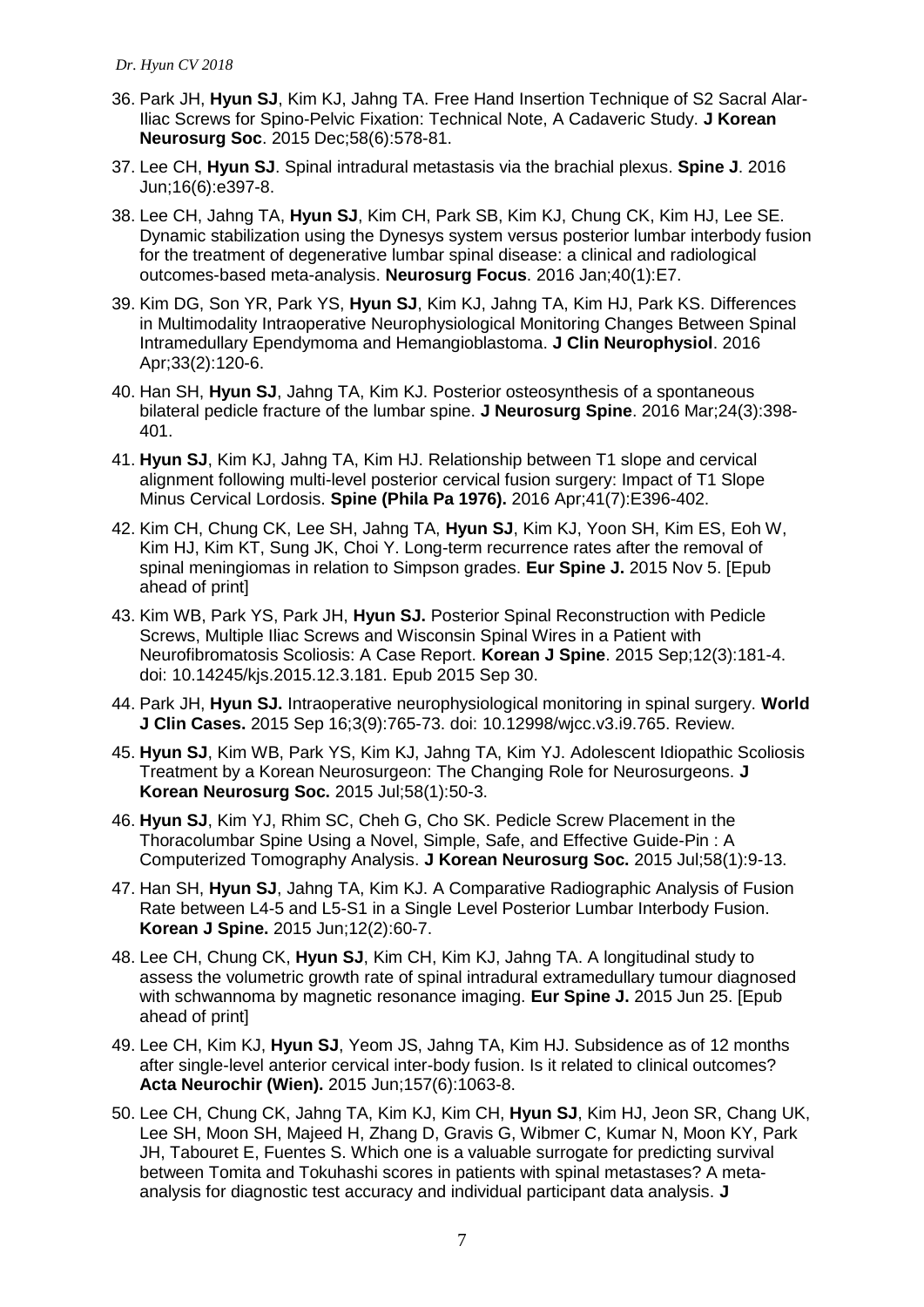36. Park JH, **Hyun SJ**, Kim KJ, Jahng TA. Free Hand Insertion Technique of S2 Sacral Alar-Iliac Screws for Spino-Pelvic Fixation: Technical Note, A Cadaveric Study. **J Korean Neurosurg Soc**. 2015 Dec;58(6):578-81.
37. Lee CH, **Hyun SJ**. Spinal intradural metastasis via the brachial plexus. **Spine J**. 2016 Jun;16(6):e397-8.
38. Lee CH, Jahng TA, **Hyun SJ**, Kim CH, Park SB, Kim KJ, Chung CK, Kim HJ, Lee SE. Dynamic stabilization using the Dynesys system versus posterior lumbar interbody fusion for the treatment of degenerative lumbar spinal disease: a clinical and radiological outcomes-based meta-analysis. **Neurosurg Focus**. 2016 Jan;40(1):E7.
39. Kim DG, Son YR, Park YS, **Hyun SJ**, Kim KJ, Jahng TA, Kim HJ, Park KS. Differences in Multimodality Intraoperative Neurophysiological Monitoring Changes Between Spinal Intramedullary Ependymoma and Hemangioblastoma. **J Clin Neurophysiol**. 2016 Apr;33(2):120-6.
40. Han SH, **Hyun SJ**, Jahng TA, Kim KJ. Posterior osteosynthesis of a spontaneous bilateral pedicle fracture of the lumbar spine. **J Neurosurg Spine**. 2016 Mar;24(3):398-401.
41. **Hyun SJ**, Kim KJ, Jahng TA, Kim HJ. Relationship between T1 slope and cervical alignment following multi-level posterior cervical fusion surgery: Impact of T1 Slope Minus Cervical Lordosis. **Spine (Phila Pa 1976).** 2016 Apr;41(7):E396-402.
42. Kim CH, Chung CK, Lee SH, Jahng TA, **Hyun SJ**, Kim KJ, Yoon SH, Kim ES, Eoh W, Kim HJ, Kim KT, Sung JK, Choi Y. Long-term recurrence rates after the removal of spinal meningiomas in relation to Simpson grades. **Eur Spine J.** 2015 Nov 5. [Epub ahead of print]
43. Kim WB, Park YS, Park JH, **Hyun SJ.** Posterior Spinal Reconstruction with Pedicle Screws, Multiple Iliac Screws and Wisconsin Spinal Wires in a Patient with Neurofibromatosis Scoliosis: A Case Report. **Korean J Spine**. 2015 Sep;12(3):181-4. doi: 10.14245/kjs.2015.12.3.181. Epub 2015 Sep 30.
44. Park JH, **Hyun SJ.** Intraoperative neurophysiological monitoring in spinal surgery. **World J Clin Cases.** 2015 Sep 16;3(9):765-73. doi: 10.12998/wjcc.v3.i9.765. Review.
45. **Hyun SJ**, Kim WB, Park YS, Kim KJ, Jahng TA, Kim YJ. Adolescent Idiopathic Scoliosis Treatment by a Korean Neurosurgeon: The Changing Role for Neurosurgeons. **J Korean Neurosurg Soc.** 2015 Jul;58(1):50-3.
46. **Hyun SJ**, Kim YJ, Rhim SC, Cheh G, Cho SK. Pedicle Screw Placement in the Thoracolumbar Spine Using a Novel, Simple, Safe, and Effective Guide-Pin : A Computerized Tomography Analysis. **J Korean Neurosurg Soc.** 2015 Jul;58(1):9-13.
47. Han SH, **Hyun SJ**, Jahng TA, Kim KJ. A Comparative Radiographic Analysis of Fusion Rate between L4-5 and L5-S1 in a Single Level Posterior Lumbar Interbody Fusion. **Korean J Spine.** 2015 Jun;12(2):60-7.
48. Lee CH, Chung CK, **Hyun SJ**, Kim CH, Kim KJ, Jahng TA. A longitudinal study to assess the volumetric growth rate of spinal intradural extramedullary tumour diagnosed with schwannoma by magnetic resonance imaging. **Eur Spine J.** 2015 Jun 25. [Epub ahead of print]
49. Lee CH, Kim KJ, **Hyun SJ**, Yeom JS, Jahng TA, Kim HJ. Subsidence as of 12 months after single-level anterior cervical inter-body fusion. Is it related to clinical outcomes? **Acta Neurochir (Wien).** 2015 Jun;157(6):1063-8.
50. Lee CH, Chung CK, Jahng TA, Kim KJ, Kim CH, **Hyun SJ**, Kim HJ, Jeon SR, Chang UK, Lee SH, Moon SH, Majeed H, Zhang D, Gravis G, Wibmer C, Kumar N, Moon KY, Park JH, Tabouret E, Fuentes S. Which one is a valuable surrogate for predicting survival between Tomita and Tokuhashi scores in patients with spinal metastases? A meta-analysis for diagnostic test accuracy and individual participant data analysis. **J**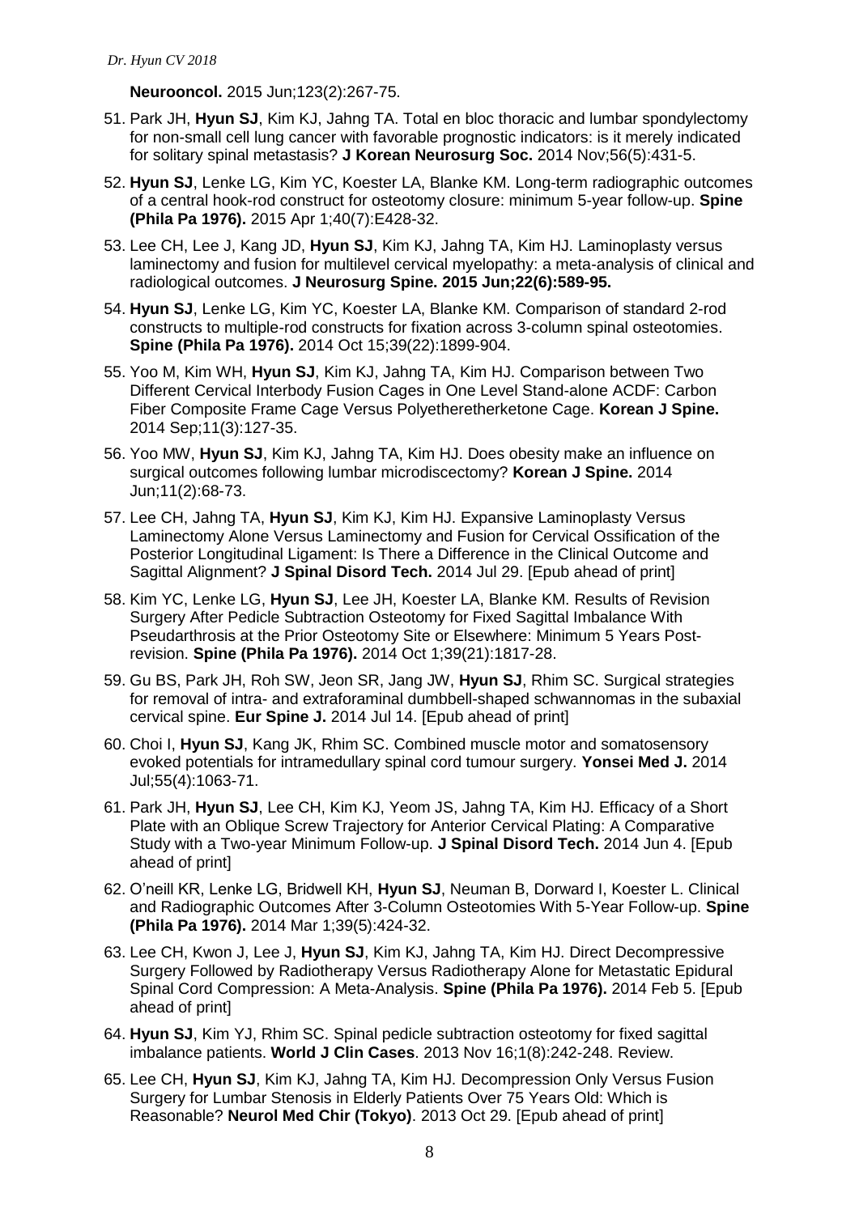**Neurooncol.** 2015 Jun;123(2):267-75.

51. Park JH, **Hyun SJ**, Kim KJ, Jahng TA. Total en bloc thoracic and lumbar spondylectomy for non-small cell lung cancer with favorable prognostic indicators: is it merely indicated for solitary spinal metastasis? **J Korean Neurosurg Soc.** 2014 Nov;56(5):431-5.
52. **Hyun SJ**, Lenke LG, Kim YC, Koester LA, Blanke KM. Long-term radiographic outcomes of a central hook-rod construct for osteotomy closure: minimum 5-year follow-up. **Spine (Phila Pa 1976).** 2015 Apr 1;40(7):E428-32.
53. Lee CH, Lee J, Kang JD, **Hyun SJ**, Kim KJ, Jahng TA, Kim HJ. Laminoplasty versus laminectomy and fusion for multilevel cervical myelopathy: a meta-analysis of clinical and radiological outcomes. **J Neurosurg Spine. 2015 Jun;22(6):589-95.**
54. **Hyun SJ**, Lenke LG, Kim YC, Koester LA, Blanke KM. Comparison of standard 2-rod constructs to multiple-rod constructs for fixation across 3-column spinal osteotomies. **Spine (Phila Pa 1976).** 2014 Oct 15;39(22):1899-904.
55. Yoo M, Kim WH, **Hyun SJ**, Kim KJ, Jahng TA, Kim HJ. Comparison between Two Different Cervical Interbody Fusion Cages in One Level Stand-alone ACDF: Carbon Fiber Composite Frame Cage Versus Polyetheretherketone Cage. **Korean J Spine.** 2014 Sep;11(3):127-35.
56. Yoo MW, **Hyun SJ**, Kim KJ, Jahng TA, Kim HJ. Does obesity make an influence on surgical outcomes following lumbar microdiscectomy? **Korean J Spine.** 2014 Jun;11(2):68-73.
57. Lee CH, Jahng TA, **Hyun SJ**, Kim KJ, Kim HJ. Expansive Laminoplasty Versus Laminectomy Alone Versus Laminectomy and Fusion for Cervical Ossification of the Posterior Longitudinal Ligament: Is There a Difference in the Clinical Outcome and Sagittal Alignment? **J Spinal Disord Tech.** 2014 Jul 29. [Epub ahead of print]
58. Kim YC, Lenke LG, **Hyun SJ**, Lee JH, Koester LA, Blanke KM. Results of Revision Surgery After Pedicle Subtraction Osteotomy for Fixed Sagittal Imbalance With Pseudarthrosis at the Prior Osteotomy Site or Elsewhere: Minimum 5 Years Post-revision. **Spine (Phila Pa 1976).** 2014 Oct 1;39(21):1817-28.
59. Gu BS, Park JH, Roh SW, Jeon SR, Jang JW, **Hyun SJ**, Rhim SC. Surgical strategies for removal of intra- and extraforaminal dumbbell-shaped schwannomas in the subaxial cervical spine. **Eur Spine J.** 2014 Jul 14. [Epub ahead of print]
60. Choi I, **Hyun SJ**, Kang JK, Rhim SC. Combined muscle motor and somatosensory evoked potentials for intramedullary spinal cord tumour surgery. **Yonsei Med J.** 2014 Jul;55(4):1063-71.
61. Park JH, **Hyun SJ**, Lee CH, Kim KJ, Yeom JS, Jahng TA, Kim HJ. Efficacy of a Short Plate with an Oblique Screw Trajectory for Anterior Cervical Plating: A Comparative Study with a Two-year Minimum Follow-up. **J Spinal Disord Tech.** 2014 Jun 4. [Epub ahead of print]
62. O'neill KR, Lenke LG, Bridwell KH, **Hyun SJ**, Neuman B, Dorward I, Koester L. Clinical and Radiographic Outcomes After 3-Column Osteotomies With 5-Year Follow-up. **Spine (Phila Pa 1976).** 2014 Mar 1;39(5):424-32.
63. Lee CH, Kwon J, Lee J, **Hyun SJ**, Kim KJ, Jahng TA, Kim HJ. Direct Decompressive Surgery Followed by Radiotherapy Versus Radiotherapy Alone for Metastatic Epidural Spinal Cord Compression: A Meta-Analysis. **Spine (Phila Pa 1976).** 2014 Feb 5. [Epub ahead of print]
64. **Hyun SJ**, Kim YJ, Rhim SC. Spinal pedicle subtraction osteotomy for fixed sagittal imbalance patients. **World J Clin Cases**. 2013 Nov 16;1(8):242-248. Review.
65. Lee CH, **Hyun SJ**, Kim KJ, Jahng TA, Kim HJ. Decompression Only Versus Fusion Surgery for Lumbar Stenosis in Elderly Patients Over 75 Years Old: Which is Reasonable? **Neurol Med Chir (Tokyo)**. 2013 Oct 29. [Epub ahead of print]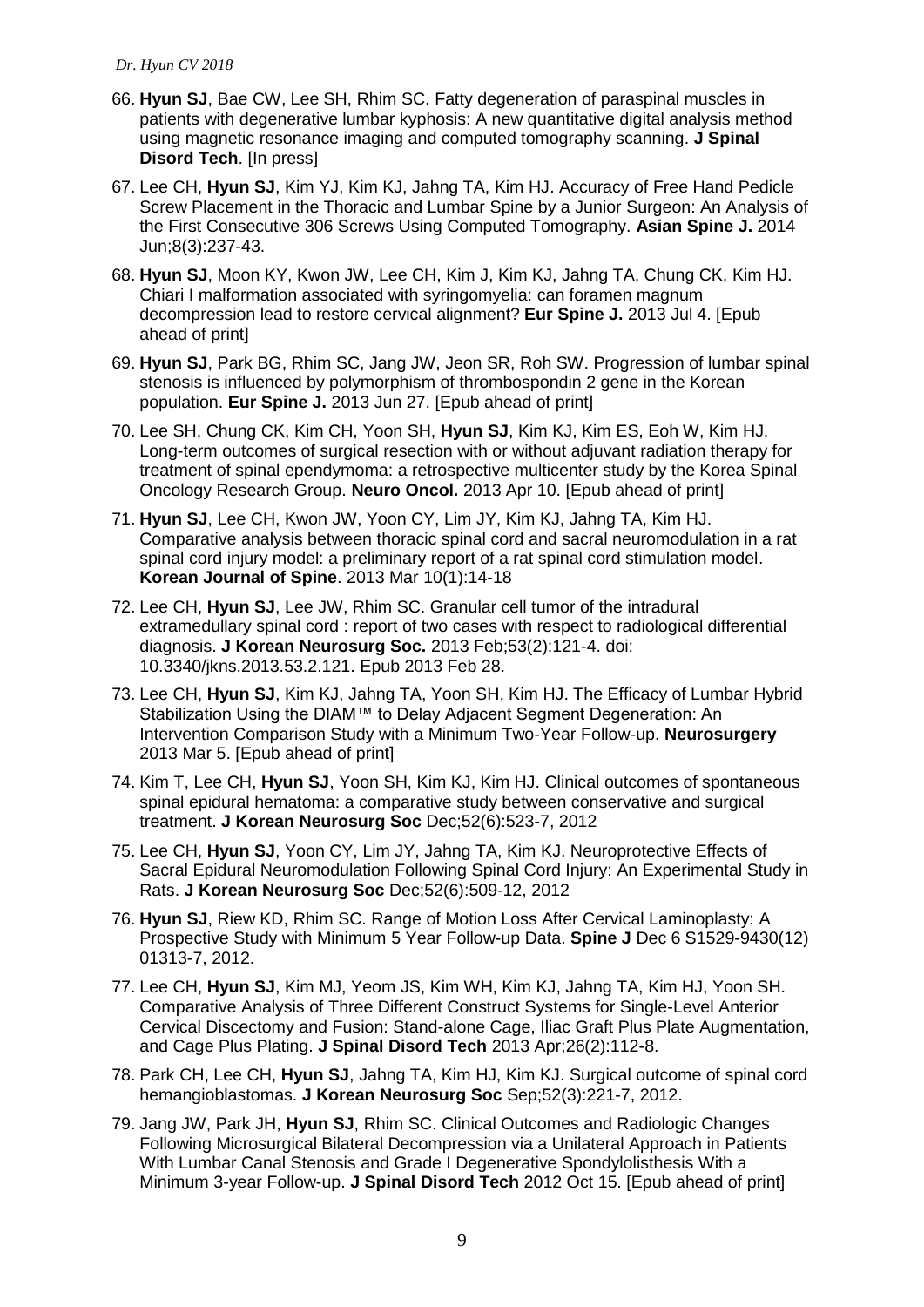66. **Hyun SJ**, Bae CW, Lee SH, Rhim SC. Fatty degeneration of paraspinal muscles in patients with degenerative lumbar kyphosis: A new quantitative digital analysis method using magnetic resonance imaging and computed tomography scanning. **J Spinal Disord Tech**. [In press]

67. Lee CH, **Hyun SJ**, Kim YJ, Kim KJ, Jahng TA, Kim HJ. Accuracy of Free Hand Pedicle Screw Placement in the Thoracic and Lumbar Spine by a Junior Surgeon: An Analysis of the First Consecutive 306 Screws Using Computed Tomography. **Asian Spine J.** 2014 Jun;8(3):237-43.

68. **Hyun SJ**, Moon KY, Kwon JW, Lee CH, Kim J, Kim KJ, Jahng TA, Chung CK, Kim HJ. Chiari I malformation associated with syringomyelia: can foramen magnum decompression lead to restore cervical alignment? **Eur Spine J.** 2013 Jul 4. [Epub ahead of print]

69. **Hyun SJ**, Park BG, Rhim SC, Jang JW, Jeon SR, Roh SW. Progression of lumbar spinal stenosis is influenced by polymorphism of thrombospondin 2 gene in the Korean population. **Eur Spine J.** 2013 Jun 27. [Epub ahead of print]

70. Lee SH, Chung CK, Kim CH, Yoon SH, **Hyun SJ**, Kim KJ, Kim ES, Eoh W, Kim HJ. Long-term outcomes of surgical resection with or without adjuvant radiation therapy for treatment of spinal ependymoma: a retrospective multicenter study by the Korea Spinal Oncology Research Group. **Neuro Oncol.** 2013 Apr 10. [Epub ahead of print]

71. **Hyun SJ**, Lee CH, Kwon JW, Yoon CY, Lim JY, Kim KJ, Jahng TA, Kim HJ. Comparative analysis between thoracic spinal cord and sacral neuromodulation in a rat spinal cord injury model: a preliminary report of a rat spinal cord stimulation model. **Korean Journal of Spine**. 2013 Mar 10(1):14-18

72. Lee CH, **Hyun SJ**, Lee JW, Rhim SC. Granular cell tumor of the intradural extramedullary spinal cord : report of two cases with respect to radiological differential diagnosis. **J Korean Neurosurg Soc.** 2013 Feb;53(2):121-4. doi: 10.3340/jkns.2013.53.2.121. Epub 2013 Feb 28.

73. Lee CH, **Hyun SJ**, Kim KJ, Jahng TA, Yoon SH, Kim HJ. The Efficacy of Lumbar Hybrid Stabilization Using the DIAM™ to Delay Adjacent Segment Degeneration: An Intervention Comparison Study with a Minimum Two-Year Follow-up. **Neurosurgery** 2013 Mar 5. [Epub ahead of print]

74. Kim T, Lee CH, **Hyun SJ**, Yoon SH, Kim KJ, Kim HJ. Clinical outcomes of spontaneous spinal epidural hematoma: a comparative study between conservative and surgical treatment. **J Korean Neurosurg Soc** Dec;52(6):523-7, 2012

75. Lee CH, **Hyun SJ**, Yoon CY, Lim JY, Jahng TA, Kim KJ. Neuroprotective Effects of Sacral Epidural Neuromodulation Following Spinal Cord Injury: An Experimental Study in Rats. **J Korean Neurosurg Soc** Dec;52(6):509-12, 2012

76. **Hyun SJ**, Riew KD, Rhim SC. Range of Motion Loss After Cervical Laminoplasty: A Prospective Study with Minimum 5 Year Follow-up Data. **Spine J** Dec 6 S1529-9430(12) 01313-7, 2012.

77. Lee CH, **Hyun SJ**, Kim MJ, Yeom JS, Kim WH, Kim KJ, Jahng TA, Kim HJ, Yoon SH. Comparative Analysis of Three Different Construct Systems for Single-Level Anterior Cervical Discectomy and Fusion: Stand-alone Cage, Iliac Graft Plus Plate Augmentation, and Cage Plus Plating. **J Spinal Disord Tech** 2013 Apr;26(2):112-8.

78. Park CH, Lee CH, **Hyun SJ**, Jahng TA, Kim HJ, Kim KJ. Surgical outcome of spinal cord hemangioblastomas. **J Korean Neurosurg Soc** Sep;52(3):221-7, 2012.

79. Jang JW, Park JH, **Hyun SJ**, Rhim SC. Clinical Outcomes and Radiologic Changes Following Microsurgical Bilateral Decompression via a Unilateral Approach in Patients With Lumbar Canal Stenosis and Grade I Degenerative Spondylolisthesis With a Minimum 3-year Follow-up. **J Spinal Disord Tech** 2012 Oct 15. [Epub ahead of print]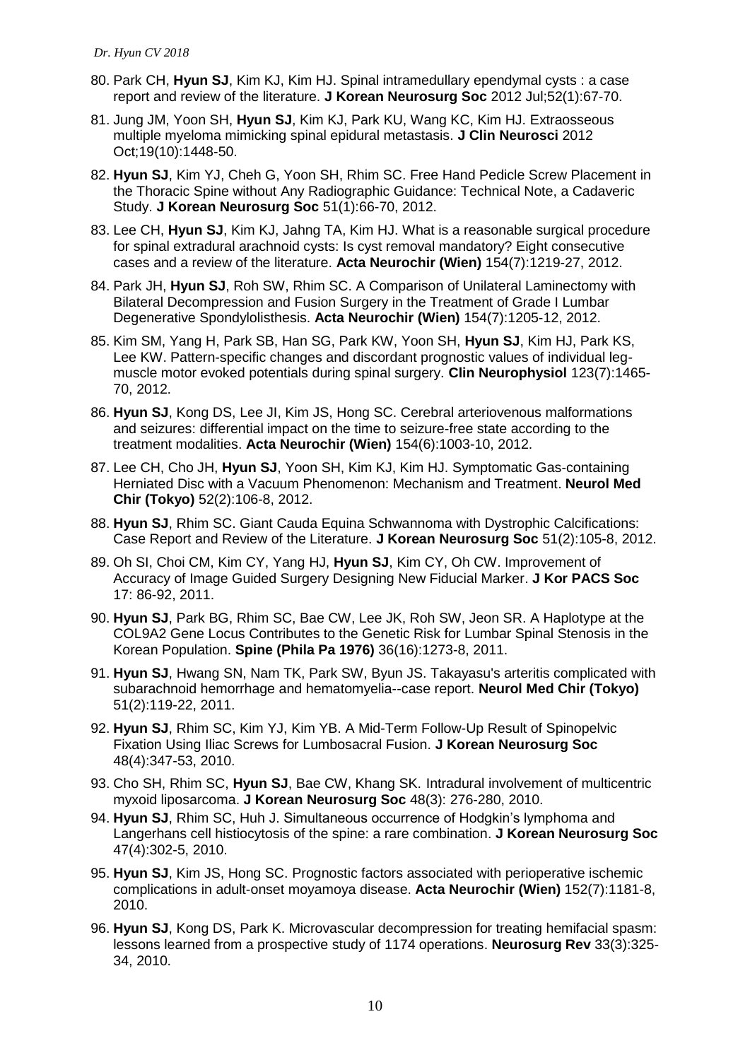80. Park CH, **Hyun SJ**, Kim KJ, Kim HJ. Spinal intramedullary ependymal cysts : a case report and review of the literature. **J Korean Neurosurg Soc** 2012 Jul;52(1):67-70.

81. Jung JM, Yoon SH, **Hyun SJ**, Kim KJ, Park KU, Wang KC, Kim HJ. Extraosseous multiple myeloma mimicking spinal epidural metastasis. **J Clin Neurosci** 2012 Oct;19(10):1448-50.

82. **Hyun SJ**, Kim YJ, Cheh G, Yoon SH, Rhim SC. Free Hand Pedicle Screw Placement in the Thoracic Spine without Any Radiographic Guidance: Technical Note, a Cadaveric Study. **J Korean Neurosurg Soc** 51(1):66-70, 2012.

83. Lee CH, **Hyun SJ**, Kim KJ, Jahng TA, Kim HJ. What is a reasonable surgical procedure for spinal extradural arachnoid cysts: Is cyst removal mandatory? Eight consecutive cases and a review of the literature. **Acta Neurochir (Wien)** 154(7):1219-27, 2012.

84. Park JH, **Hyun SJ**, Roh SW, Rhim SC. A Comparison of Unilateral Laminectomy with Bilateral Decompression and Fusion Surgery in the Treatment of Grade I Lumbar Degenerative Spondylolisthesis. **Acta Neurochir (Wien)** 154(7):1205-12, 2012.

85. Kim SM, Yang H, Park SB, Han SG, Park KW, Yoon SH, **Hyun SJ**, Kim HJ, Park KS, Lee KW. Pattern-specific changes and discordant prognostic values of individual leg-muscle motor evoked potentials during spinal surgery. **Clin Neurophysiol** 123(7):1465-70, 2012.

86. **Hyun SJ**, Kong DS, Lee JI, Kim JS, Hong SC. Cerebral arteriovenous malformations and seizures: differential impact on the time to seizure-free state according to the treatment modalities. **Acta Neurochir (Wien)** 154(6):1003-10, 2012.

87. Lee CH, Cho JH, **Hyun SJ**, Yoon SH, Kim KJ, Kim HJ. Symptomatic Gas-containing Herniated Disc with a Vacuum Phenomenon: Mechanism and Treatment. **Neurol Med Chir (Tokyo)** 52(2):106-8, 2012.

88. **Hyun SJ**, Rhim SC. Giant Cauda Equina Schwannoma with Dystrophic Calcifications: Case Report and Review of the Literature. **J Korean Neurosurg Soc** 51(2):105-8, 2012.

89. Oh SI, Choi CM, Kim CY, Yang HJ, **Hyun SJ**, Kim CY, Oh CW. Improvement of Accuracy of Image Guided Surgery Designing New Fiducial Marker. **J Kor PACS Soc** 17: 86-92, 2011.

90. **Hyun SJ**, Park BG, Rhim SC, Bae CW, Lee JK, Roh SW, Jeon SR. A Haplotype at the COL9A2 Gene Locus Contributes to the Genetic Risk for Lumbar Spinal Stenosis in the Korean Population. **Spine (Phila Pa 1976)** 36(16):1273-8, 2011.

91. **Hyun SJ**, Hwang SN, Nam TK, Park SW, Byun JS. Takayasu's arteritis complicated with subarachnoid hemorrhage and hematomyelia--case report. **Neurol Med Chir (Tokyo)** 51(2):119-22, 2011.

92. **Hyun SJ**, Rhim SC, Kim YJ, Kim YB. A Mid-Term Follow-Up Result of Spinopelvic Fixation Using Iliac Screws for Lumbosacral Fusion. **J Korean Neurosurg Soc** 48(4):347-53, 2010.

93. Cho SH, Rhim SC, **Hyun SJ**, Bae CW, Khang SK. Intradural involvement of multicentric myxoid liposarcoma. **J Korean Neurosurg Soc** 48(3): 276-280, 2010.

94. **Hyun SJ**, Rhim SC, Huh J. Simultaneous occurrence of Hodgkin's lymphoma and Langerhans cell histiocytosis of the spine: a rare combination. **J Korean Neurosurg Soc** 47(4):302-5, 2010.

95. **Hyun SJ**, Kim JS, Hong SC. Prognostic factors associated with perioperative ischemic complications in adult-onset moyamoya disease. **Acta Neurochir (Wien)** 152(7):1181-8, 2010.

96. **Hyun SJ**, Kong DS, Park K. Microvascular decompression for treating hemifacial spasm: lessons learned from a prospective study of 1174 operations. **Neurosurg Rev** 33(3):325-34, 2010.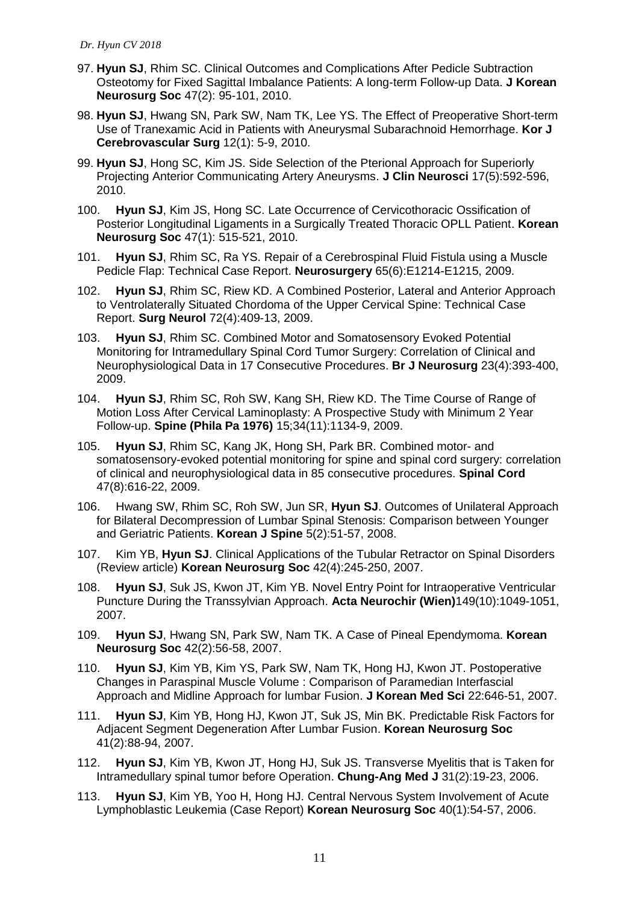97. **Hyun SJ**, Rhim SC. Clinical Outcomes and Complications After Pedicle Subtraction Osteotomy for Fixed Sagittal Imbalance Patients: A long-term Follow-up Data. **J Korean Neurosurg Soc** 47(2): 95-101, 2010.
98. **Hyun SJ**, Hwang SN, Park SW, Nam TK, Lee YS. The Effect of Preoperative Short-term Use of Tranexamic Acid in Patients with Aneurysmal Subarachnoid Hemorrhage. **Kor J Cerebrovascular Surg** 12(1): 5-9, 2010.
99. **Hyun SJ**, Hong SC, Kim JS. Side Selection of the Pterional Approach for Superiorly Projecting Anterior Communicating Artery Aneurysms. **J Clin Neurosci** 17(5):592-596, 2010.
100. **Hyun SJ**, Kim JS, Hong SC. Late Occurrence of Cervicothoracic Ossification of Posterior Longitudinal Ligaments in a Surgically Treated Thoracic OPLL Patient. **Korean Neurosurg Soc** 47(1): 515-521, 2010.
101. **Hyun SJ**, Rhim SC, Ra YS. Repair of a Cerebrospinal Fluid Fistula using a Muscle Pedicle Flap: Technical Case Report. **Neurosurgery** 65(6):E1214-E1215, 2009.
102. **Hyun SJ**, Rhim SC, Riew KD. A Combined Posterior, Lateral and Anterior Approach to Ventrolaterally Situated Chordoma of the Upper Cervical Spine: Technical Case Report. **Surg Neurol** 72(4):409-13, 2009.
103. **Hyun SJ**, Rhim SC. Combined Motor and Somatosensory Evoked Potential Monitoring for Intramedullary Spinal Cord Tumor Surgery: Correlation of Clinical and Neurophysiological Data in 17 Consecutive Procedures. **Br J Neurosurg** 23(4):393-400, 2009.
104. **Hyun SJ**, Rhim SC, Roh SW, Kang SH, Riew KD. The Time Course of Range of Motion Loss After Cervical Laminoplasty: A Prospective Study with Minimum 2 Year Follow-up. **Spine (Phila Pa 1976)** 15;34(11):1134-9, 2009.
105. **Hyun SJ**, Rhim SC, Kang JK, Hong SH, Park BR. Combined motor- and somatosensory-evoked potential monitoring for spine and spinal cord surgery: correlation of clinical and neurophysiological data in 85 consecutive procedures. **Spinal Cord** 47(8):616-22, 2009.
106. Hwang SW, Rhim SC, Roh SW, Jun SR, **Hyun SJ**. Outcomes of Unilateral Approach for Bilateral Decompression of Lumbar Spinal Stenosis: Comparison between Younger and Geriatric Patients. **Korean J Spine** 5(2):51-57, 2008.
107. Kim YB, **Hyun SJ**. Clinical Applications of the Tubular Retractor on Spinal Disorders (Review article) **Korean Neurosurg Soc** 42(4):245-250, 2007.
108. **Hyun SJ**, Suk JS, Kwon JT, Kim YB. Novel Entry Point for Intraoperative Ventricular Puncture During the Transsylvian Approach. **Acta Neurochir (Wien)**149(10):1049-1051, 2007.
109. **Hyun SJ**, Hwang SN, Park SW, Nam TK. A Case of Pineal Ependymoma. **Korean Neurosurg Soc** 42(2):56-58, 2007.
110. **Hyun SJ**, Kim YB, Kim YS, Park SW, Nam TK, Hong HJ, Kwon JT. Postoperative Changes in Paraspinal Muscle Volume : Comparison of Paramedian Interfascial Approach and Midline Approach for lumbar Fusion. **J Korean Med Sci** 22:646-51, 2007.
111. **Hyun SJ**, Kim YB, Hong HJ, Kwon JT, Suk JS, Min BK. Predictable Risk Factors for Adjacent Segment Degeneration After Lumbar Fusion. **Korean Neurosurg Soc** 41(2):88-94, 2007.
112. **Hyun SJ**, Kim YB, Kwon JT, Hong HJ, Suk JS. Transverse Myelitis that is Taken for Intramedullary spinal tumor before Operation. **Chung-Ang Med J** 31(2):19-23, 2006.
113. **Hyun SJ**, Kim YB, Yoo H, Hong HJ. Central Nervous System Involvement of Acute Lymphoblastic Leukemia (Case Report) **Korean Neurosurg Soc** 40(1):54-57, 2006.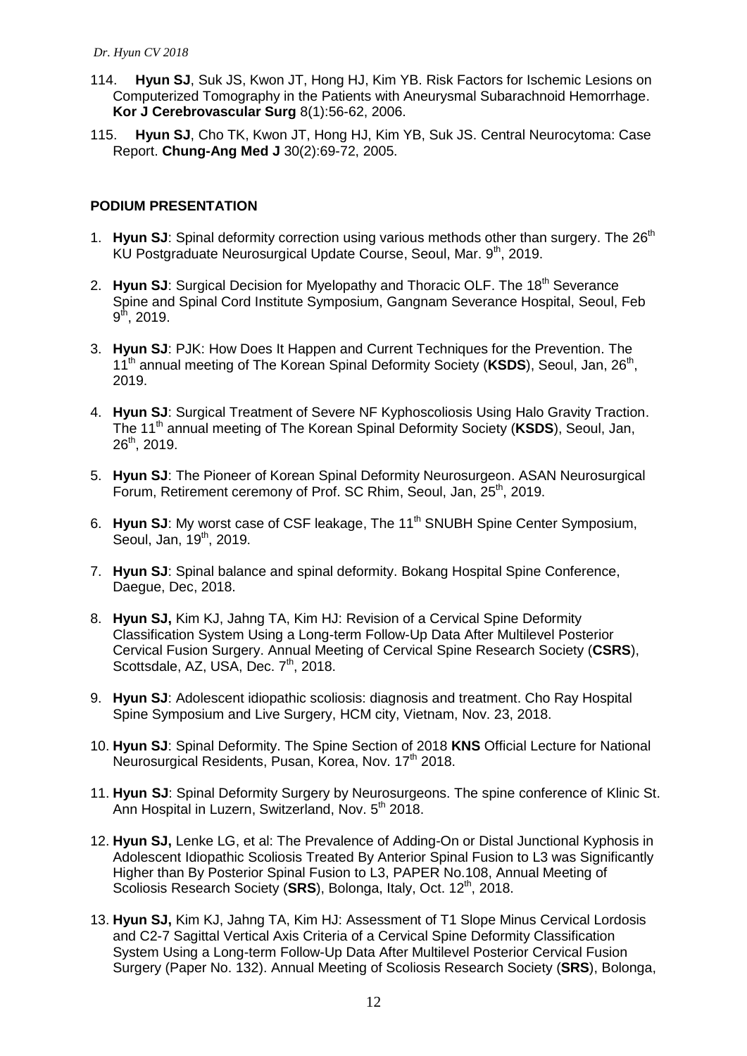114. **Hyun SJ**, Suk JS, Kwon JT, Hong HJ, Kim YB. Risk Factors for Ischemic Lesions on Computerized Tomography in the Patients with Aneurysmal Subarachnoid Hemorrhage. **Kor J Cerebrovascular Surg** 8(1):56-62, 2006.

115. **Hyun SJ**, Cho TK, Kwon JT, Hong HJ, Kim YB, Suk JS. Central Neurocytoma: Case Report. **Chung-Ang Med J** 30(2):69-72, 2005.

## PODIUM PRESENTATION

1. **Hyun SJ**: Spinal deformity correction using various methods other than surgery. The 26th KU Postgraduate Neurosurgical Update Course, Seoul, Mar. 9th, 2019.

2. **Hyun SJ**: Surgical Decision for Myelopathy and Thoracic OLF. The 18th Severance Spine and Spinal Cord Institute Symposium, Gangnam Severance Hospital, Seoul, Feb 9th, 2019.

3. **Hyun SJ**: PJK: How Does It Happen and Current Techniques for the Prevention. The 11th annual meeting of The Korean Spinal Deformity Society (**KSDS**), Seoul, Jan, 26th, 2019.

4. **Hyun SJ**: Surgical Treatment of Severe NF Kyphoscoliosis Using Halo Gravity Traction. The 11th annual meeting of The Korean Spinal Deformity Society (**KSDS**), Seoul, Jan, 26th, 2019.

5. **Hyun SJ**: The Pioneer of Korean Spinal Deformity Neurosurgeon. ASAN Neurosurgical Forum, Retirement ceremony of Prof. SC Rhim, Seoul, Jan, 25th, 2019.

6. **Hyun SJ**: My worst case of CSF leakage, The 11th SNUBH Spine Center Symposium, Seoul, Jan, 19th, 2019.

7. **Hyun SJ**: Spinal balance and spinal deformity. Bokang Hospital Spine Conference, Daegue, Dec, 2018.

8. **Hyun SJ,** Kim KJ, Jahng TA, Kim HJ: Revision of a Cervical Spine Deformity Classification System Using a Long-term Follow-Up Data After Multilevel Posterior Cervical Fusion Surgery. Annual Meeting of Cervical Spine Research Society (**CSRS**), Scottsdale, AZ, USA, Dec. 7th, 2018.

9. **Hyun SJ**: Adolescent idiopathic scoliosis: diagnosis and treatment. Cho Ray Hospital Spine Symposium and Live Surgery, HCM city, Vietnam, Nov. 23, 2018.

10. **Hyun SJ**: Spinal Deformity. The Spine Section of 2018 **KNS** Official Lecture for National Neurosurgical Residents, Pusan, Korea, Nov. 17th 2018.

11. **Hyun SJ**: Spinal Deformity Surgery by Neurosurgeons. The spine conference of Klinic St. Ann Hospital in Luzern, Switzerland, Nov. 5th 2018.

12. **Hyun SJ,** Lenke LG, et al: The Prevalence of Adding-On or Distal Junctional Kyphosis in Adolescent Idiopathic Scoliosis Treated By Anterior Spinal Fusion to L3 was Significantly Higher than By Posterior Spinal Fusion to L3, PAPER No.108, Annual Meeting of Scoliosis Research Society (**SRS**), Bolonga, Italy, Oct. 12th, 2018.

13. **Hyun SJ,** Kim KJ, Jahng TA, Kim HJ: Assessment of T1 Slope Minus Cervical Lordosis and C2-7 Sagittal Vertical Axis Criteria of a Cervical Spine Deformity Classification System Using a Long-term Follow-Up Data After Multilevel Posterior Cervical Fusion Surgery (Paper No. 132). Annual Meeting of Scoliosis Research Society (**SRS**), Bolonga,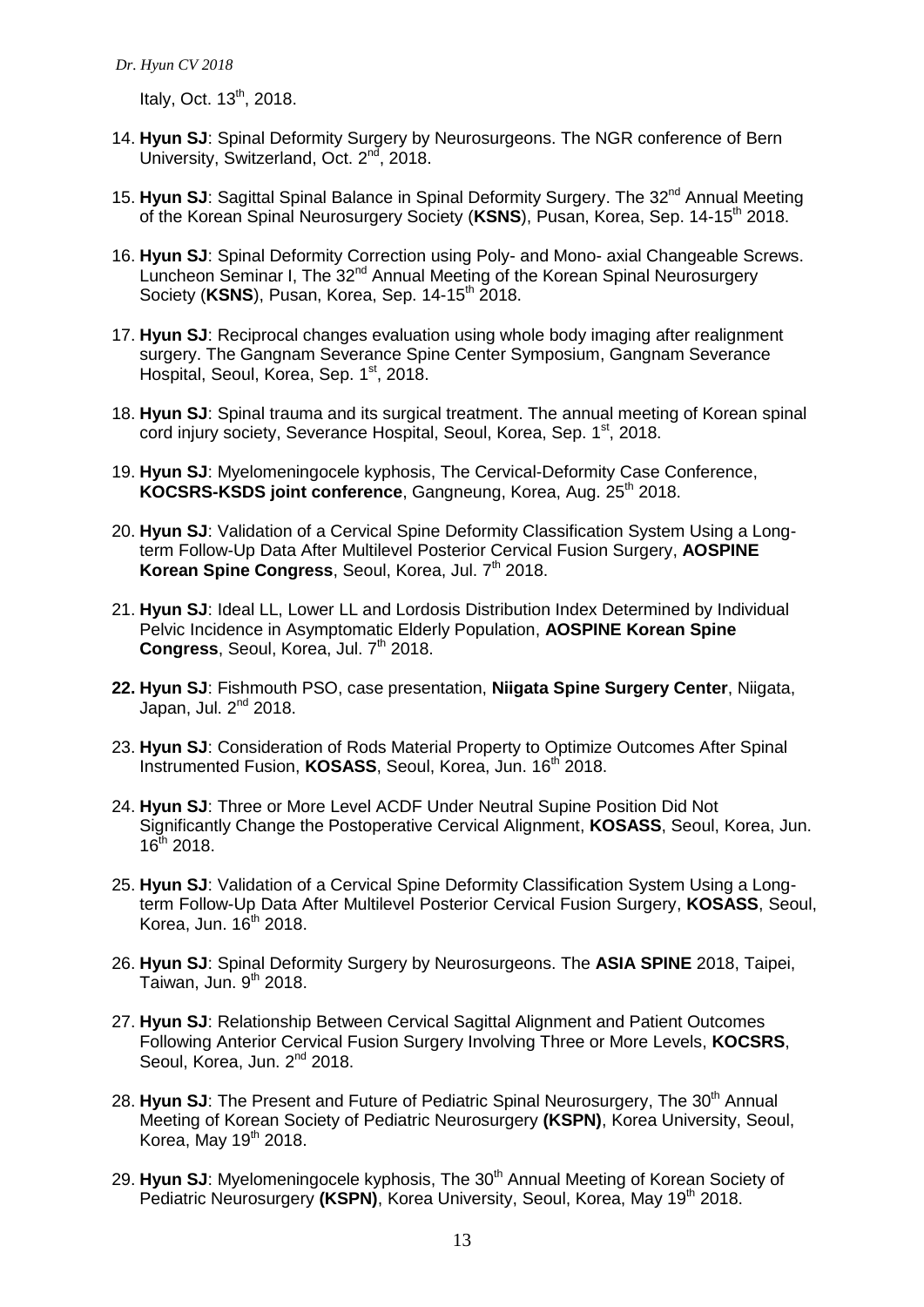Italy, Oct. 13th, 2018.

14. **Hyun SJ**: Spinal Deformity Surgery by Neurosurgeons. The NGR conference of Bern University, Switzerland, Oct. 2nd, 2018.

15. **Hyun SJ**: Sagittal Spinal Balance in Spinal Deformity Surgery. The 32nd Annual Meeting of the Korean Spinal Neurosurgery Society (**KSNS**), Pusan, Korea, Sep. 14-15th 2018.

16. **Hyun SJ**: Spinal Deformity Correction using Poly- and Mono- axial Changeable Screws. Luncheon Seminar I, The 32nd Annual Meeting of the Korean Spinal Neurosurgery Society (**KSNS**), Pusan, Korea, Sep. 14-15th 2018.

17. **Hyun SJ**: Reciprocal changes evaluation using whole body imaging after realignment surgery. The Gangnam Severance Spine Center Symposium, Gangnam Severance Hospital, Seoul, Korea, Sep. 1st, 2018.

18. **Hyun SJ**: Spinal trauma and its surgical treatment. The annual meeting of Korean spinal cord injury society, Severance Hospital, Seoul, Korea, Sep. 1st, 2018.

19. **Hyun SJ**: Myelomeningocele kyphosis, The Cervical-Deformity Case Conference, **KOCSRS-KSDS joint conference**, Gangneung, Korea, Aug. 25th 2018.

20. **Hyun SJ**: Validation of a Cervical Spine Deformity Classification System Using a Long-term Follow-Up Data After Multilevel Posterior Cervical Fusion Surgery, **AOSPINE Korean Spine Congress**, Seoul, Korea, Jul. 7th 2018.

21. **Hyun SJ**: Ideal LL, Lower LL and Lordosis Distribution Index Determined by Individual Pelvic Incidence in Asymptomatic Elderly Population, **AOSPINE Korean Spine Congress**, Seoul, Korea, Jul. 7th 2018.

22. **Hyun SJ**: Fishmouth PSO, case presentation, **Niigata Spine Surgery Center**, Niigata, Japan, Jul. 2nd 2018.

23. **Hyun SJ**: Consideration of Rods Material Property to Optimize Outcomes After Spinal Instrumented Fusion, **KOSASS**, Seoul, Korea, Jun. 16th 2018.

24. **Hyun SJ**: Three or More Level ACDF Under Neutral Supine Position Did Not Significantly Change the Postoperative Cervical Alignment, **KOSASS**, Seoul, Korea, Jun. 16th 2018.

25. **Hyun SJ**: Validation of a Cervical Spine Deformity Classification System Using a Long-term Follow-Up Data After Multilevel Posterior Cervical Fusion Surgery, **KOSASS**, Seoul, Korea, Jun. 16th 2018.

26. **Hyun SJ**: Spinal Deformity Surgery by Neurosurgeons. The **ASIA SPINE** 2018, Taipei, Taiwan, Jun. 9th 2018.

27. **Hyun SJ**: Relationship Between Cervical Sagittal Alignment and Patient Outcomes Following Anterior Cervical Fusion Surgery Involving Three or More Levels, **KOCSRS**, Seoul, Korea, Jun. 2nd 2018.

28. **Hyun SJ**: The Present and Future of Pediatric Spinal Neurosurgery, The 30th Annual Meeting of Korean Society of Pediatric Neurosurgery **(KSPN)**, Korea University, Seoul, Korea, May 19th 2018.

29. **Hyun SJ**: Myelomeningocele kyphosis, The 30th Annual Meeting of Korean Society of Pediatric Neurosurgery **(KSPN)**, Korea University, Seoul, Korea, May 19th 2018.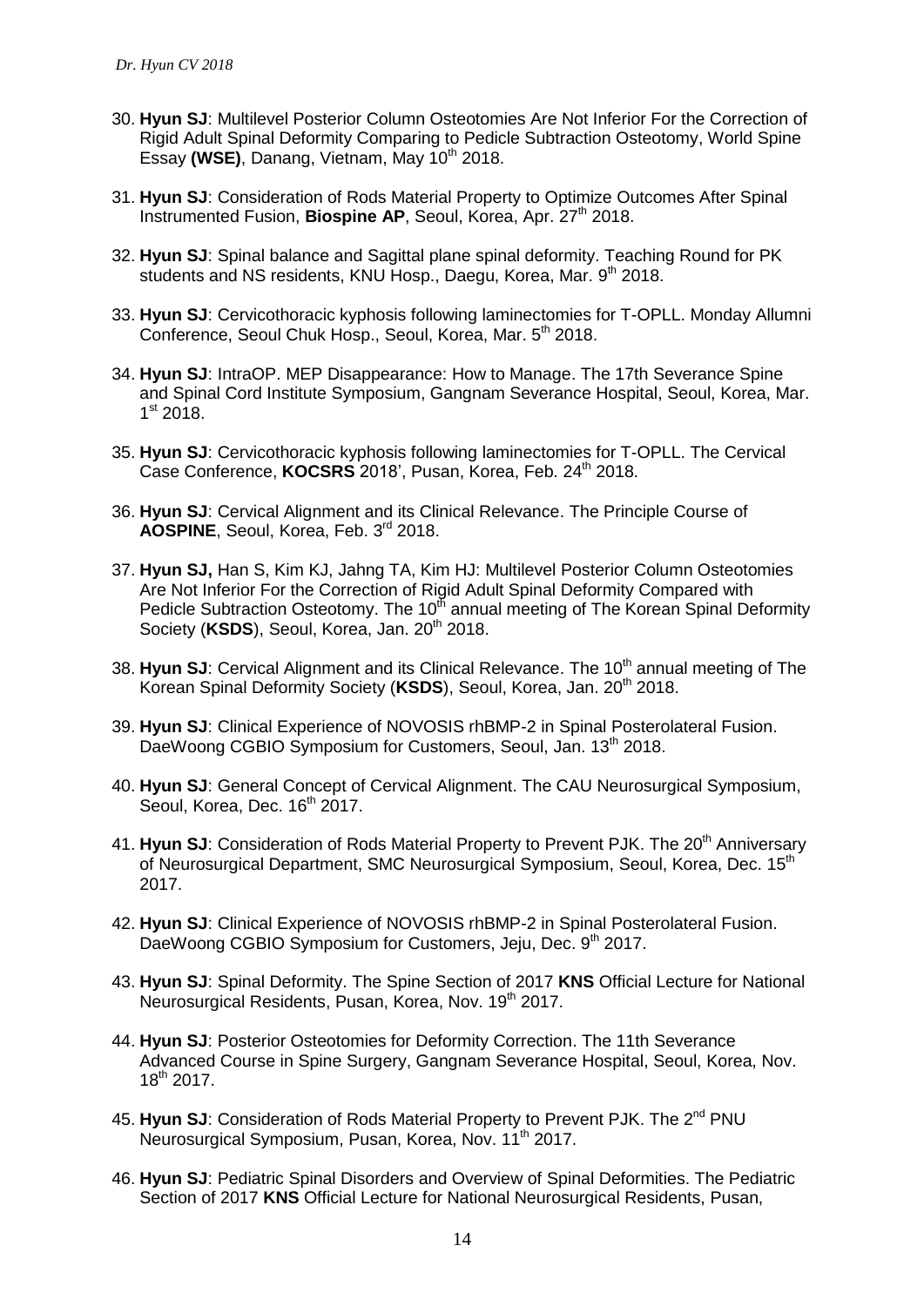30. **Hyun SJ**: Multilevel Posterior Column Osteotomies Are Not Inferior For the Correction of Rigid Adult Spinal Deformity Comparing to Pedicle Subtraction Osteotomy, World Spine Essay **(WSE)**, Danang, Vietnam, May 10th 2018.

31. **Hyun SJ**: Consideration of Rods Material Property to Optimize Outcomes After Spinal Instrumented Fusion, **Biospine AP**, Seoul, Korea, Apr. 27th 2018.

32. **Hyun SJ**: Spinal balance and Sagittal plane spinal deformity. Teaching Round for PK students and NS residents, KNU Hosp., Daegu, Korea, Mar. 9th 2018.

33. **Hyun SJ**: Cervicothoracic kyphosis following laminectomies for T-OPLL. Monday Allumni Conference, Seoul Chuk Hosp., Seoul, Korea, Mar. 5th 2018.

34. **Hyun SJ**: IntraOP. MEP Disappearance: How to Manage. The 17th Severance Spine and Spinal Cord Institute Symposium, Gangnam Severance Hospital, Seoul, Korea, Mar. 1st 2018.

35. **Hyun SJ**: Cervicothoracic kyphosis following laminectomies for T-OPLL. The Cervical Case Conference, **KOCSRS** 2018', Pusan, Korea, Feb. 24th 2018.

36. **Hyun SJ**: Cervical Alignment and its Clinical Relevance. The Principle Course of **AOSPINE**, Seoul, Korea, Feb. 3rd 2018.

37. **Hyun SJ,** Han S, Kim KJ, Jahng TA, Kim HJ: Multilevel Posterior Column Osteotomies Are Not Inferior For the Correction of Rigid Adult Spinal Deformity Compared with Pedicle Subtraction Osteotomy. The 10th annual meeting of The Korean Spinal Deformity Society (**KSDS**), Seoul, Korea, Jan. 20th 2018.

38. **Hyun SJ**: Cervical Alignment and its Clinical Relevance. The 10th annual meeting of The Korean Spinal Deformity Society (**KSDS**), Seoul, Korea, Jan. 20th 2018.

39. **Hyun SJ**: Clinical Experience of NOVOSIS rhBMP-2 in Spinal Posterolateral Fusion. DaeWoong CGBIO Symposium for Customers, Seoul, Jan. 13th 2018.

40. **Hyun SJ**: General Concept of Cervical Alignment. The CAU Neurosurgical Symposium, Seoul, Korea, Dec. 16th 2017.

41. **Hyun SJ**: Consideration of Rods Material Property to Prevent PJK. The 20th Anniversary of Neurosurgical Department, SMC Neurosurgical Symposium, Seoul, Korea, Dec. 15th 2017.

42. **Hyun SJ**: Clinical Experience of NOVOSIS rhBMP-2 in Spinal Posterolateral Fusion. DaeWoong CGBIO Symposium for Customers, Jeju, Dec. 9th 2017.

43. **Hyun SJ**: Spinal Deformity. The Spine Section of 2017 **KNS** Official Lecture for National Neurosurgical Residents, Pusan, Korea, Nov. 19th 2017.

44. **Hyun SJ**: Posterior Osteotomies for Deformity Correction. The 11th Severance Advanced Course in Spine Surgery, Gangnam Severance Hospital, Seoul, Korea, Nov. 18th 2017.

45. **Hyun SJ**: Consideration of Rods Material Property to Prevent PJK. The 2nd PNU Neurosurgical Symposium, Pusan, Korea, Nov. 11th 2017.

46. **Hyun SJ**: Pediatric Spinal Disorders and Overview of Spinal Deformities. The Pediatric Section of 2017 **KNS** Official Lecture for National Neurosurgical Residents, Pusan,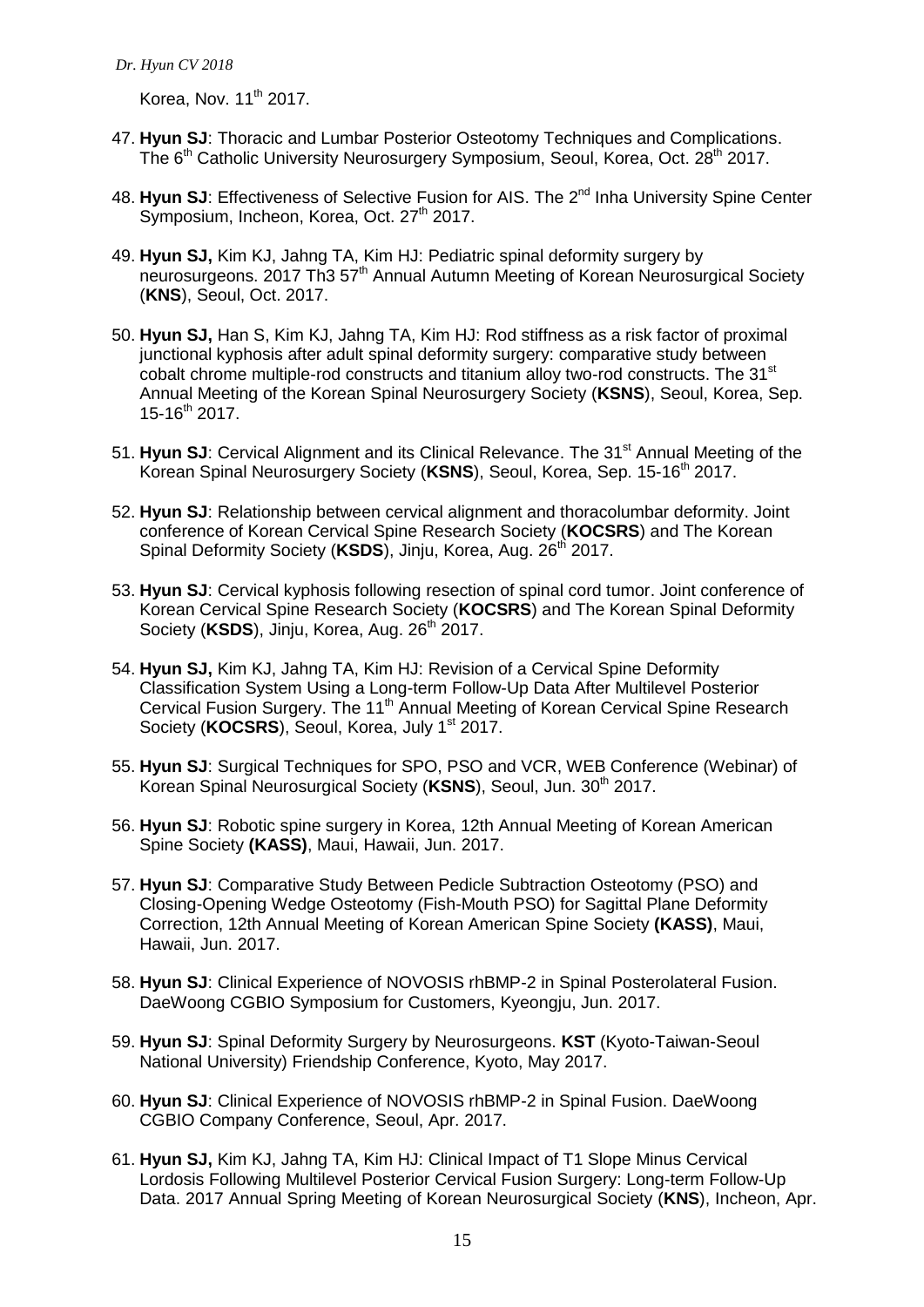Korea, Nov. 11th 2017.

47. **Hyun SJ**: Thoracic and Lumbar Posterior Osteotomy Techniques and Complications. The 6th Catholic University Neurosurgery Symposium, Seoul, Korea, Oct. 28th 2017.

48. **Hyun SJ**: Effectiveness of Selective Fusion for AIS. The 2nd Inha University Spine Center Symposium, Incheon, Korea, Oct. 27th 2017.

49. **Hyun SJ,** Kim KJ, Jahng TA, Kim HJ: Pediatric spinal deformity surgery by neurosurgeons. 2017 Th3 57th Annual Autumn Meeting of Korean Neurosurgical Society (**KNS**), Seoul, Oct. 2017.

50. **Hyun SJ,** Han S, Kim KJ, Jahng TA, Kim HJ: Rod stiffness as a risk factor of proximal junctional kyphosis after adult spinal deformity surgery: comparative study between cobalt chrome multiple-rod constructs and titanium alloy two-rod constructs. The 31st Annual Meeting of the Korean Spinal Neurosurgery Society (**KSNS**), Seoul, Korea, Sep. 15-16th 2017.

51. **Hyun SJ**: Cervical Alignment and its Clinical Relevance. The 31st Annual Meeting of the Korean Spinal Neurosurgery Society (**KSNS**), Seoul, Korea, Sep. 15-16th 2017.

52. **Hyun SJ**: Relationship between cervical alignment and thoracolumbar deformity. Joint conference of Korean Cervical Spine Research Society (**KOCSRS**) and The Korean Spinal Deformity Society (**KSDS**), Jinju, Korea, Aug. 26th 2017.

53. **Hyun SJ**: Cervical kyphosis following resection of spinal cord tumor. Joint conference of Korean Cervical Spine Research Society (**KOCSRS**) and The Korean Spinal Deformity Society (**KSDS**), Jinju, Korea, Aug. 26th 2017.

54. **Hyun SJ,** Kim KJ, Jahng TA, Kim HJ: Revision of a Cervical Spine Deformity Classification System Using a Long-term Follow-Up Data After Multilevel Posterior Cervical Fusion Surgery. The 11th Annual Meeting of Korean Cervical Spine Research Society (**KOCSRS**), Seoul, Korea, July 1st 2017.

55. **Hyun SJ**: Surgical Techniques for SPO, PSO and VCR, WEB Conference (Webinar) of Korean Spinal Neurosurgical Society (**KSNS**), Seoul, Jun. 30th 2017.

56. **Hyun SJ**: Robotic spine surgery in Korea, 12th Annual Meeting of Korean American Spine Society **(KASS)**, Maui, Hawaii, Jun. 2017.

57. **Hyun SJ**: Comparative Study Between Pedicle Subtraction Osteotomy (PSO) and Closing-Opening Wedge Osteotomy (Fish-Mouth PSO) for Sagittal Plane Deformity Correction, 12th Annual Meeting of Korean American Spine Society **(KASS)**, Maui, Hawaii, Jun. 2017.

58. **Hyun SJ**: Clinical Experience of NOVOSIS rhBMP-2 in Spinal Posterolateral Fusion. DaeWoong CGBIO Symposium for Customers, Kyeongju, Jun. 2017.

59. **Hyun SJ**: Spinal Deformity Surgery by Neurosurgeons. **KST** (Kyoto-Taiwan-Seoul National University) Friendship Conference, Kyoto, May 2017.

60. **Hyun SJ**: Clinical Experience of NOVOSIS rhBMP-2 in Spinal Fusion. DaeWoong CGBIO Company Conference, Seoul, Apr. 2017.

61. **Hyun SJ,** Kim KJ, Jahng TA, Kim HJ: Clinical Impact of T1 Slope Minus Cervical Lordosis Following Multilevel Posterior Cervical Fusion Surgery: Long-term Follow-Up Data. 2017 Annual Spring Meeting of Korean Neurosurgical Society (**KNS**), Incheon, Apr.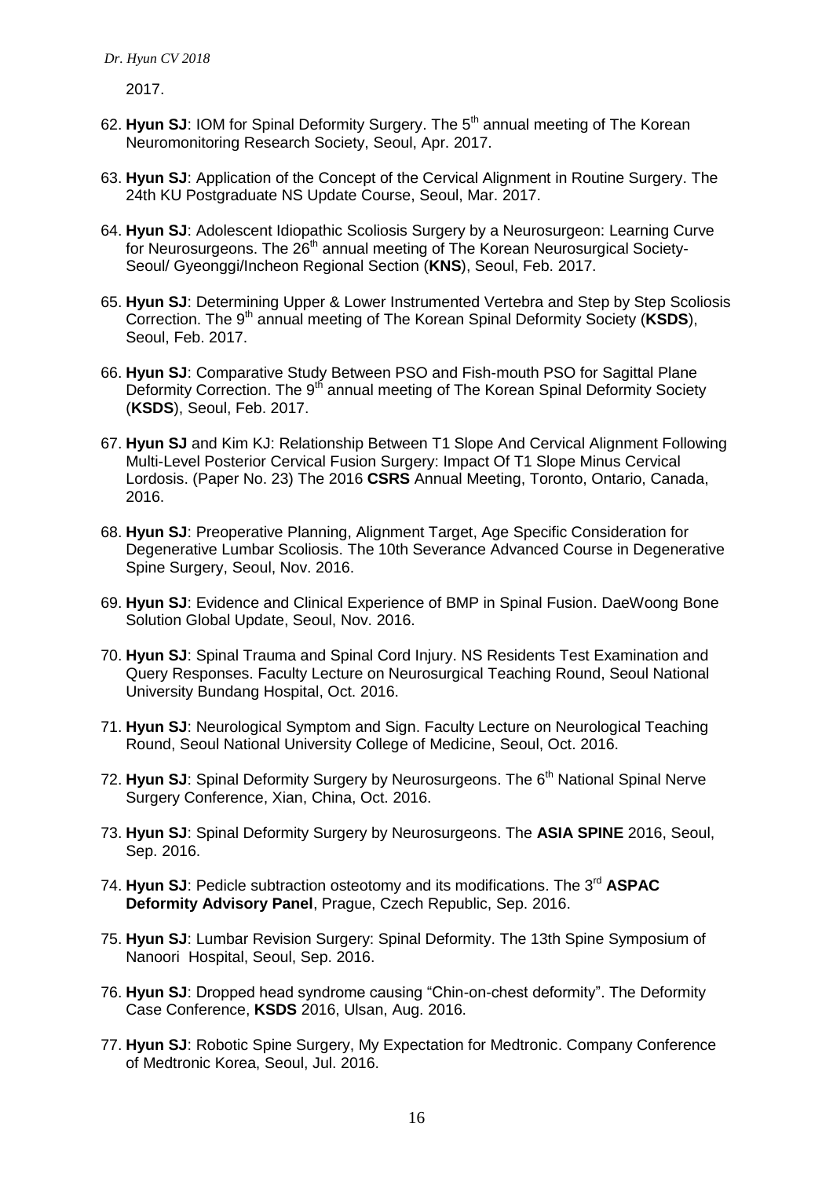2017.

62. **Hyun SJ**: IOM for Spinal Deformity Surgery. The 5th annual meeting of The Korean Neuromonitoring Research Society, Seoul, Apr. 2017.

63. **Hyun SJ**: Application of the Concept of the Cervical Alignment in Routine Surgery. The 24th KU Postgraduate NS Update Course, Seoul, Mar. 2017.

64. **Hyun SJ**: Adolescent Idiopathic Scoliosis Surgery by a Neurosurgeon: Learning Curve for Neurosurgeons. The 26th annual meeting of The Korean Neurosurgical Society-Seoul/ Gyeonggi/Incheon Regional Section (**KNS**), Seoul, Feb. 2017.

65. **Hyun SJ**: Determining Upper & Lower Instrumented Vertebra and Step by Step Scoliosis Correction. The 9th annual meeting of The Korean Spinal Deformity Society (**KSDS**), Seoul, Feb. 2017.

66. **Hyun SJ**: Comparative Study Between PSO and Fish-mouth PSO for Sagittal Plane Deformity Correction. The 9th annual meeting of The Korean Spinal Deformity Society (**KSDS**), Seoul, Feb. 2017.

67. **Hyun SJ** and Kim KJ: Relationship Between T1 Slope And Cervical Alignment Following Multi-Level Posterior Cervical Fusion Surgery: Impact Of T1 Slope Minus Cervical Lordosis. (Paper No. 23) The 2016 **CSRS** Annual Meeting, Toronto, Ontario, Canada, 2016.

68. **Hyun SJ**: Preoperative Planning, Alignment Target, Age Specific Consideration for Degenerative Lumbar Scoliosis. The 10th Severance Advanced Course in Degenerative Spine Surgery, Seoul, Nov. 2016.

69. **Hyun SJ**: Evidence and Clinical Experience of BMP in Spinal Fusion. DaeWoong Bone Solution Global Update, Seoul, Nov. 2016.

70. **Hyun SJ**: Spinal Trauma and Spinal Cord Injury. NS Residents Test Examination and Query Responses. Faculty Lecture on Neurosurgical Teaching Round, Seoul National University Bundang Hospital, Oct. 2016.

71. **Hyun SJ**: Neurological Symptom and Sign. Faculty Lecture on Neurological Teaching Round, Seoul National University College of Medicine, Seoul, Oct. 2016.

72. **Hyun SJ**: Spinal Deformity Surgery by Neurosurgeons. The 6th National Spinal Nerve Surgery Conference, Xian, China, Oct. 2016.

73. **Hyun SJ**: Spinal Deformity Surgery by Neurosurgeons. The **ASIA SPINE** 2016, Seoul, Sep. 2016.

74. **Hyun SJ**: Pedicle subtraction osteotomy and its modifications. The 3rd **ASPAC Deformity Advisory Panel**, Prague, Czech Republic, Sep. 2016.

75. **Hyun SJ**: Lumbar Revision Surgery: Spinal Deformity. The 13th Spine Symposium of Nanoori Hospital, Seoul, Sep. 2016.

76. **Hyun SJ**: Dropped head syndrome causing "Chin-on-chest deformity". The Deformity Case Conference, **KSDS** 2016, Ulsan, Aug. 2016.

77. **Hyun SJ**: Robotic Spine Surgery, My Expectation for Medtronic. Company Conference of Medtronic Korea, Seoul, Jul. 2016.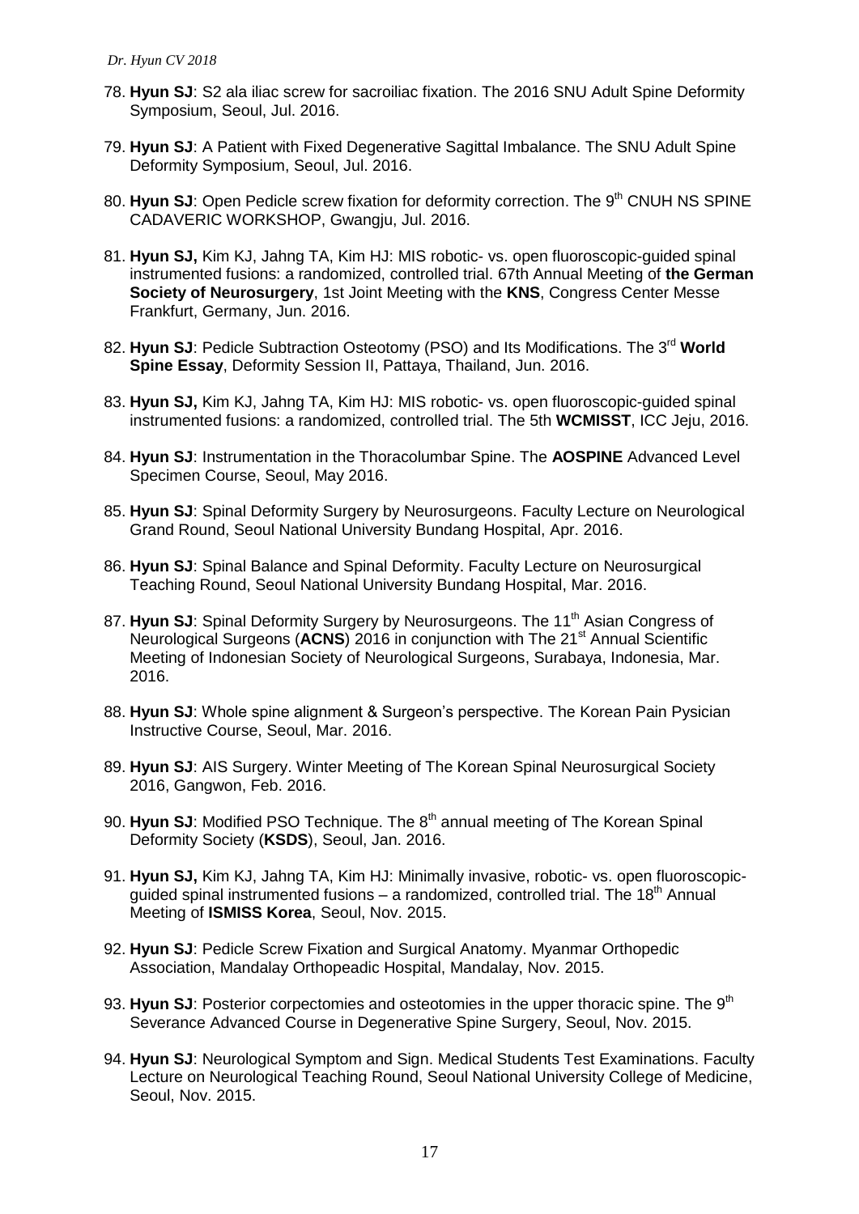78. **Hyun SJ**: S2 ala iliac screw for sacroiliac fixation. The 2016 SNU Adult Spine Deformity Symposium, Seoul, Jul. 2016.

79. **Hyun SJ**: A Patient with Fixed Degenerative Sagittal Imbalance. The SNU Adult Spine Deformity Symposium, Seoul, Jul. 2016.

80. **Hyun SJ**: Open Pedicle screw fixation for deformity correction. The 9th CNUH NS SPINE CADAVERIC WORKSHOP, Gwangju, Jul. 2016.

81. **Hyun SJ,** Kim KJ, Jahng TA, Kim HJ: MIS robotic- vs. open fluoroscopic-guided spinal instrumented fusions: a randomized, controlled trial. 67th Annual Meeting of **the German Society of Neurosurgery**, 1st Joint Meeting with the **KNS**, Congress Center Messe Frankfurt, Germany, Jun. 2016.

82. **Hyun SJ**: Pedicle Subtraction Osteotomy (PSO) and Its Modifications. The 3rd **World Spine Essay**, Deformity Session II, Pattaya, Thailand, Jun. 2016.

83. **Hyun SJ,** Kim KJ, Jahng TA, Kim HJ: MIS robotic- vs. open fluoroscopic-guided spinal instrumented fusions: a randomized, controlled trial. The 5th **WCMISST**, ICC Jeju, 2016.

84. **Hyun SJ**: Instrumentation in the Thoracolumbar Spine. The **AOSPINE** Advanced Level Specimen Course, Seoul, May 2016.

85. **Hyun SJ**: Spinal Deformity Surgery by Neurosurgeons. Faculty Lecture on Neurological Grand Round, Seoul National University Bundang Hospital, Apr. 2016.

86. **Hyun SJ**: Spinal Balance and Spinal Deformity. Faculty Lecture on Neurosurgical Teaching Round, Seoul National University Bundang Hospital, Mar. 2016.

87. **Hyun SJ**: Spinal Deformity Surgery by Neurosurgeons. The 11th Asian Congress of Neurological Surgeons (**ACNS**) 2016 in conjunction with The 21st Annual Scientific Meeting of Indonesian Society of Neurological Surgeons, Surabaya, Indonesia, Mar. 2016.

88. **Hyun SJ**: Whole spine alignment & Surgeon's perspective. The Korean Pain Pysician Instructive Course, Seoul, Mar. 2016.

89. **Hyun SJ**: AIS Surgery. Winter Meeting of The Korean Spinal Neurosurgical Society 2016, Gangwon, Feb. 2016.

90. **Hyun SJ**: Modified PSO Technique. The 8th annual meeting of The Korean Spinal Deformity Society (**KSDS**), Seoul, Jan. 2016.

91. **Hyun SJ,** Kim KJ, Jahng TA, Kim HJ: Minimally invasive, robotic- vs. open fluoroscopic-guided spinal instrumented fusions – a randomized, controlled trial. The 18th Annual Meeting of **ISMISS Korea**, Seoul, Nov. 2015.

92. **Hyun SJ**: Pedicle Screw Fixation and Surgical Anatomy. Myanmar Orthopedic Association, Mandalay Orthopeadic Hospital, Mandalay, Nov. 2015.

93. **Hyun SJ**: Posterior corpectomies and osteotomies in the upper thoracic spine. The 9th Severance Advanced Course in Degenerative Spine Surgery, Seoul, Nov. 2015.

94. **Hyun SJ**: Neurological Symptom and Sign. Medical Students Test Examinations. Faculty Lecture on Neurological Teaching Round, Seoul National University College of Medicine, Seoul, Nov. 2015.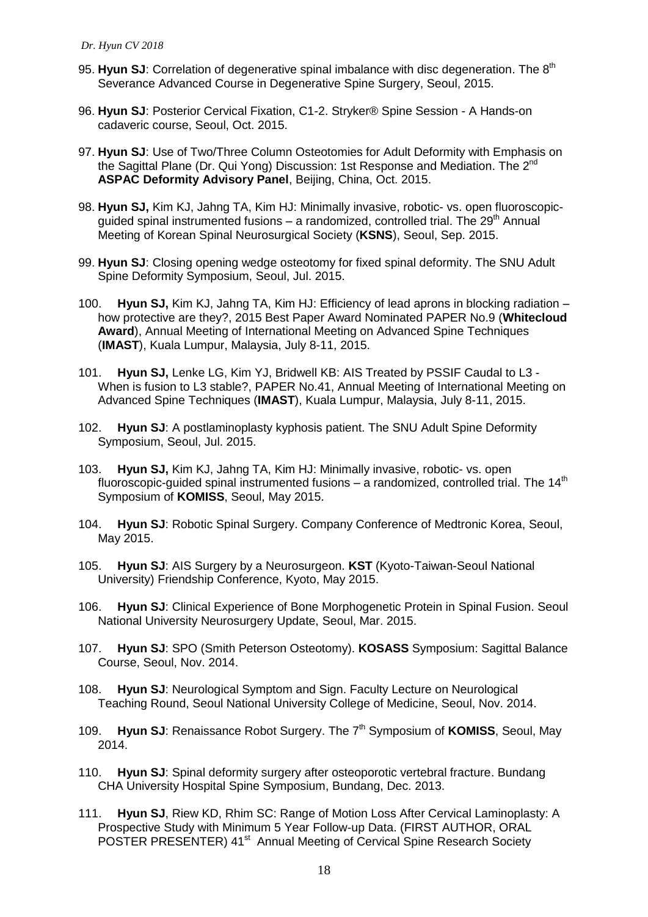95. **Hyun SJ**: Correlation of degenerative spinal imbalance with disc degeneration. The 8th Severance Advanced Course in Degenerative Spine Surgery, Seoul, 2015.

96. **Hyun SJ**: Posterior Cervical Fixation, C1-2. Stryker® Spine Session - A Hands-on cadaveric course, Seoul, Oct. 2015.

97. **Hyun SJ**: Use of Two/Three Column Osteotomies for Adult Deformity with Emphasis on the Sagittal Plane (Dr. Qui Yong) Discussion: 1st Response and Mediation. The 2nd **ASPAC Deformity Advisory Panel**, Beijing, China, Oct. 2015.

98. **Hyun SJ,** Kim KJ, Jahng TA, Kim HJ: Minimally invasive, robotic- vs. open fluoroscopic-guided spinal instrumented fusions – a randomized, controlled trial. The 29th Annual Meeting of Korean Spinal Neurosurgical Society (**KSNS**), Seoul, Sep. 2015.

99. **Hyun SJ**: Closing opening wedge osteotomy for fixed spinal deformity. The SNU Adult Spine Deformity Symposium, Seoul, Jul. 2015.

100. **Hyun SJ,** Kim KJ, Jahng TA, Kim HJ: Efficiency of lead aprons in blocking radiation – how protective are they?, 2015 Best Paper Award Nominated PAPER No.9 (**Whitecloud Award**), Annual Meeting of International Meeting on Advanced Spine Techniques (**IMAST**), Kuala Lumpur, Malaysia, July 8-11, 2015.

101. **Hyun SJ,** Lenke LG, Kim YJ, Bridwell KB: AIS Treated by PSSIF Caudal to L3 - When is fusion to L3 stable?, PAPER No.41, Annual Meeting of International Meeting on Advanced Spine Techniques (**IMAST**), Kuala Lumpur, Malaysia, July 8-11, 2015.

102. **Hyun SJ**: A postlaminoplasty kyphosis patient. The SNU Adult Spine Deformity Symposium, Seoul, Jul. 2015.

103. **Hyun SJ,** Kim KJ, Jahng TA, Kim HJ: Minimally invasive, robotic- vs. open fluoroscopic-guided spinal instrumented fusions – a randomized, controlled trial. The 14th Symposium of **KOMISS**, Seoul, May 2015.

104. **Hyun SJ**: Robotic Spinal Surgery. Company Conference of Medtronic Korea, Seoul, May 2015.

105. **Hyun SJ**: AIS Surgery by a Neurosurgeon. **KST** (Kyoto-Taiwan-Seoul National University) Friendship Conference, Kyoto, May 2015.

106. **Hyun SJ**: Clinical Experience of Bone Morphogenetic Protein in Spinal Fusion. Seoul National University Neurosurgery Update, Seoul, Mar. 2015.

107. **Hyun SJ**: SPO (Smith Peterson Osteotomy). **KOSASS** Symposium: Sagittal Balance Course, Seoul, Nov. 2014.

108. **Hyun SJ**: Neurological Symptom and Sign. Faculty Lecture on Neurological Teaching Round, Seoul National University College of Medicine, Seoul, Nov. 2014.

109. **Hyun SJ**: Renaissance Robot Surgery. The 7th Symposium of **KOMISS**, Seoul, May 2014.

110. **Hyun SJ**: Spinal deformity surgery after osteoporotic vertebral fracture. Bundang CHA University Hospital Spine Symposium, Bundang, Dec. 2013.

111. **Hyun SJ**, Riew KD, Rhim SC: Range of Motion Loss After Cervical Laminoplasty: A Prospective Study with Minimum 5 Year Follow-up Data. (FIRST AUTHOR, ORAL POSTER PRESENTER) 41st Annual Meeting of Cervical Spine Research Society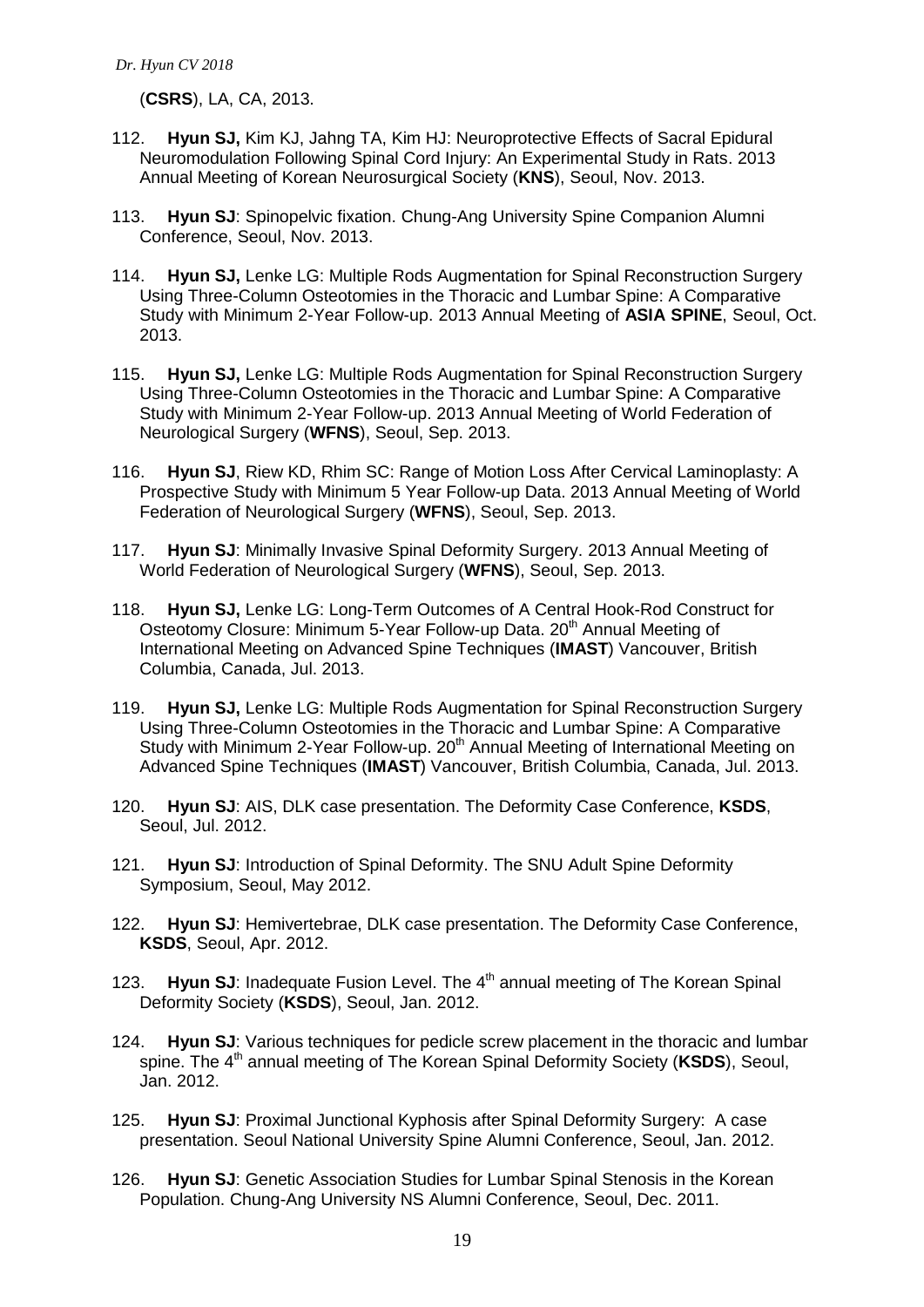(**CSRS**), LA, CA, 2013.

112. **Hyun SJ,** Kim KJ, Jahng TA, Kim HJ: Neuroprotective Effects of Sacral Epidural Neuromodulation Following Spinal Cord Injury: An Experimental Study in Rats. 2013 Annual Meeting of Korean Neurosurgical Society (**KNS**), Seoul, Nov. 2013.

113. **Hyun SJ**: Spinopelvic fixation. Chung-Ang University Spine Companion Alumni Conference, Seoul, Nov. 2013.

114. **Hyun SJ,** Lenke LG: Multiple Rods Augmentation for Spinal Reconstruction Surgery Using Three-Column Osteotomies in the Thoracic and Lumbar Spine: A Comparative Study with Minimum 2-Year Follow-up. 2013 Annual Meeting of **ASIA SPINE**, Seoul, Oct. 2013.

115. **Hyun SJ,** Lenke LG: Multiple Rods Augmentation for Spinal Reconstruction Surgery Using Three-Column Osteotomies in the Thoracic and Lumbar Spine: A Comparative Study with Minimum 2-Year Follow-up. 2013 Annual Meeting of World Federation of Neurological Surgery (**WFNS**), Seoul, Sep. 2013.

116. **Hyun SJ**, Riew KD, Rhim SC: Range of Motion Loss After Cervical Laminoplasty: A Prospective Study with Minimum 5 Year Follow-up Data. 2013 Annual Meeting of World Federation of Neurological Surgery (**WFNS**), Seoul, Sep. 2013.

117. **Hyun SJ**: Minimally Invasive Spinal Deformity Surgery. 2013 Annual Meeting of World Federation of Neurological Surgery (**WFNS**), Seoul, Sep. 2013.

118. **Hyun SJ,** Lenke LG: Long-Term Outcomes of A Central Hook-Rod Construct for Osteotomy Closure: Minimum 5-Year Follow-up Data. 20th Annual Meeting of International Meeting on Advanced Spine Techniques (**IMAST**) Vancouver, British Columbia, Canada, Jul. 2013.

119. **Hyun SJ,** Lenke LG: Multiple Rods Augmentation for Spinal Reconstruction Surgery Using Three-Column Osteotomies in the Thoracic and Lumbar Spine: A Comparative Study with Minimum 2-Year Follow-up. 20th Annual Meeting of International Meeting on Advanced Spine Techniques (**IMAST**) Vancouver, British Columbia, Canada, Jul. 2013.

120. **Hyun SJ**: AIS, DLK case presentation. The Deformity Case Conference, **KSDS**, Seoul, Jul. 2012.

121. **Hyun SJ**: Introduction of Spinal Deformity. The SNU Adult Spine Deformity Symposium, Seoul, May 2012.

122. **Hyun SJ**: Hemivertebrae, DLK case presentation. The Deformity Case Conference, **KSDS**, Seoul, Apr. 2012.

123. **Hyun SJ**: Inadequate Fusion Level. The 4th annual meeting of The Korean Spinal Deformity Society (**KSDS**), Seoul, Jan. 2012.

124. **Hyun SJ**: Various techniques for pedicle screw placement in the thoracic and lumbar spine. The 4th annual meeting of The Korean Spinal Deformity Society (**KSDS**), Seoul, Jan. 2012.

125. **Hyun SJ**: Proximal Junctional Kyphosis after Spinal Deformity Surgery: A case presentation. Seoul National University Spine Alumni Conference, Seoul, Jan. 2012.

126. **Hyun SJ**: Genetic Association Studies for Lumbar Spinal Stenosis in the Korean Population. Chung-Ang University NS Alumni Conference, Seoul, Dec. 2011.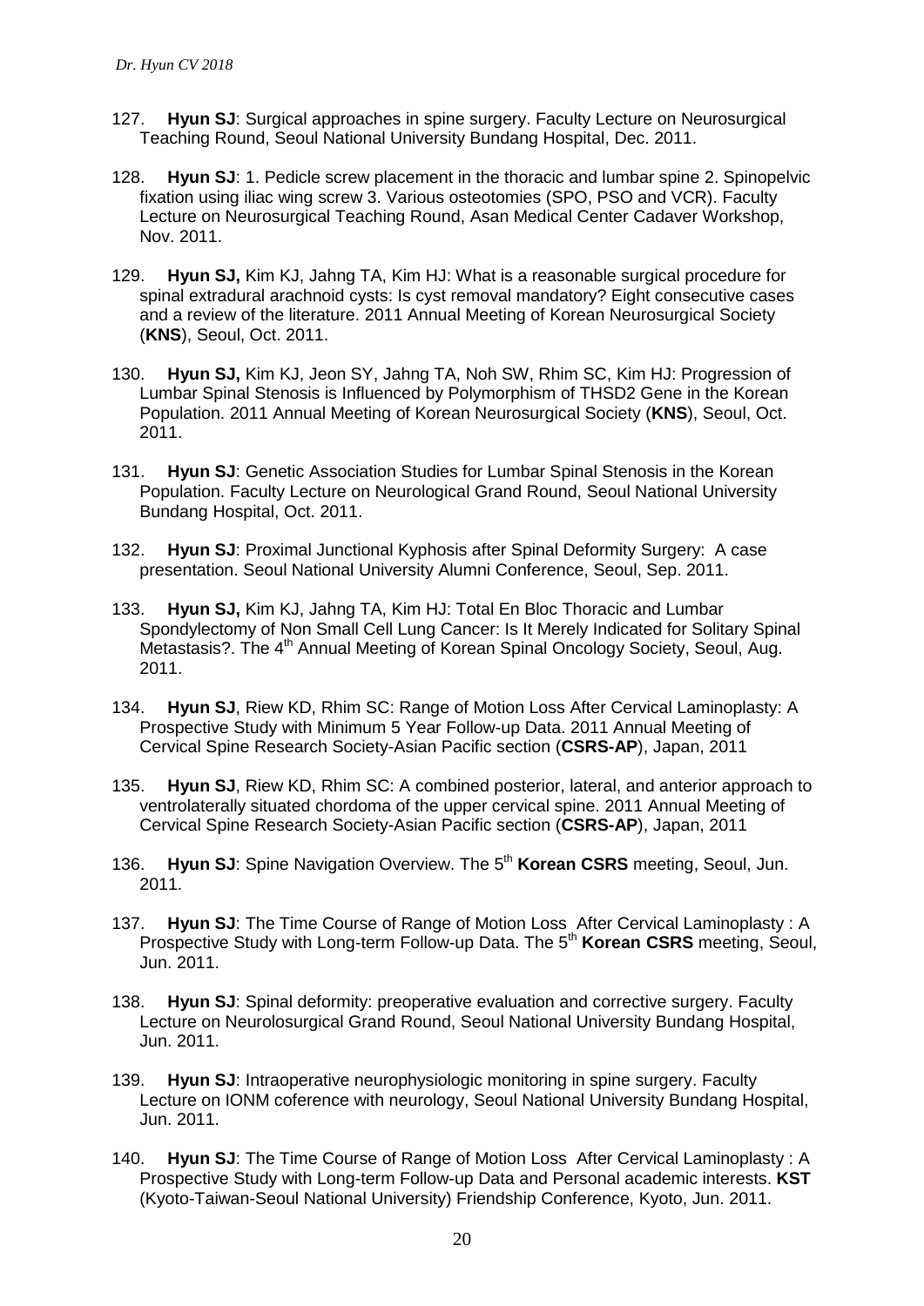127. **Hyun SJ**: Surgical approaches in spine surgery. Faculty Lecture on Neurosurgical Teaching Round, Seoul National University Bundang Hospital, Dec. 2011.

128. **Hyun SJ**: 1. Pedicle screw placement in the thoracic and lumbar spine 2. Spinopelvic fixation using iliac wing screw 3. Various osteotomies (SPO, PSO and VCR). Faculty Lecture on Neurosurgical Teaching Round, Asan Medical Center Cadaver Workshop, Nov. 2011.

129. **Hyun SJ,** Kim KJ, Jahng TA, Kim HJ: What is a reasonable surgical procedure for spinal extradural arachnoid cysts: Is cyst removal mandatory? Eight consecutive cases and a review of the literature. 2011 Annual Meeting of Korean Neurosurgical Society (**KNS**), Seoul, Oct. 2011.

130. **Hyun SJ,** Kim KJ, Jeon SY, Jahng TA, Noh SW, Rhim SC, Kim HJ: Progression of Lumbar Spinal Stenosis is Influenced by Polymorphism of THSD2 Gene in the Korean Population. 2011 Annual Meeting of Korean Neurosurgical Society (**KNS**), Seoul, Oct. 2011.

131. **Hyun SJ**: Genetic Association Studies for Lumbar Spinal Stenosis in the Korean Population. Faculty Lecture on Neurological Grand Round, Seoul National University Bundang Hospital, Oct. 2011.

132. **Hyun SJ**: Proximal Junctional Kyphosis after Spinal Deformity Surgery: A case presentation. Seoul National University Alumni Conference, Seoul, Sep. 2011.

133. **Hyun SJ,** Kim KJ, Jahng TA, Kim HJ: Total En Bloc Thoracic and Lumbar Spondylectomy of Non Small Cell Lung Cancer: Is It Merely Indicated for Solitary Spinal Metastasis?. The 4th Annual Meeting of Korean Spinal Oncology Society, Seoul, Aug. 2011.

134. **Hyun SJ**, Riew KD, Rhim SC: Range of Motion Loss After Cervical Laminoplasty: A Prospective Study with Minimum 5 Year Follow-up Data. 2011 Annual Meeting of Cervical Spine Research Society-Asian Pacific section (**CSRS-AP**), Japan, 2011

135. **Hyun SJ**, Riew KD, Rhim SC: A combined posterior, lateral, and anterior approach to ventrolaterally situated chordoma of the upper cervical spine. 2011 Annual Meeting of Cervical Spine Research Society-Asian Pacific section (**CSRS-AP**), Japan, 2011

136. **Hyun SJ**: Spine Navigation Overview. The 5th **Korean CSRS** meeting, Seoul, Jun. 2011.

137. **Hyun SJ**: The Time Course of Range of Motion Loss After Cervical Laminoplasty : A Prospective Study with Long-term Follow-up Data. The 5th **Korean CSRS** meeting, Seoul, Jun. 2011.

138. **Hyun SJ**: Spinal deformity: preoperative evaluation and corrective surgery. Faculty Lecture on Neurolosurgical Grand Round, Seoul National University Bundang Hospital, Jun. 2011.

139. **Hyun SJ**: Intraoperative neurophysiologic monitoring in spine surgery. Faculty Lecture on IONM coference with neurology, Seoul National University Bundang Hospital, Jun. 2011.

140. **Hyun SJ**: The Time Course of Range of Motion Loss After Cervical Laminoplasty : A Prospective Study with Long-term Follow-up Data and Personal academic interests. **KST** (Kyoto-Taiwan-Seoul National University) Friendship Conference, Kyoto, Jun. 2011.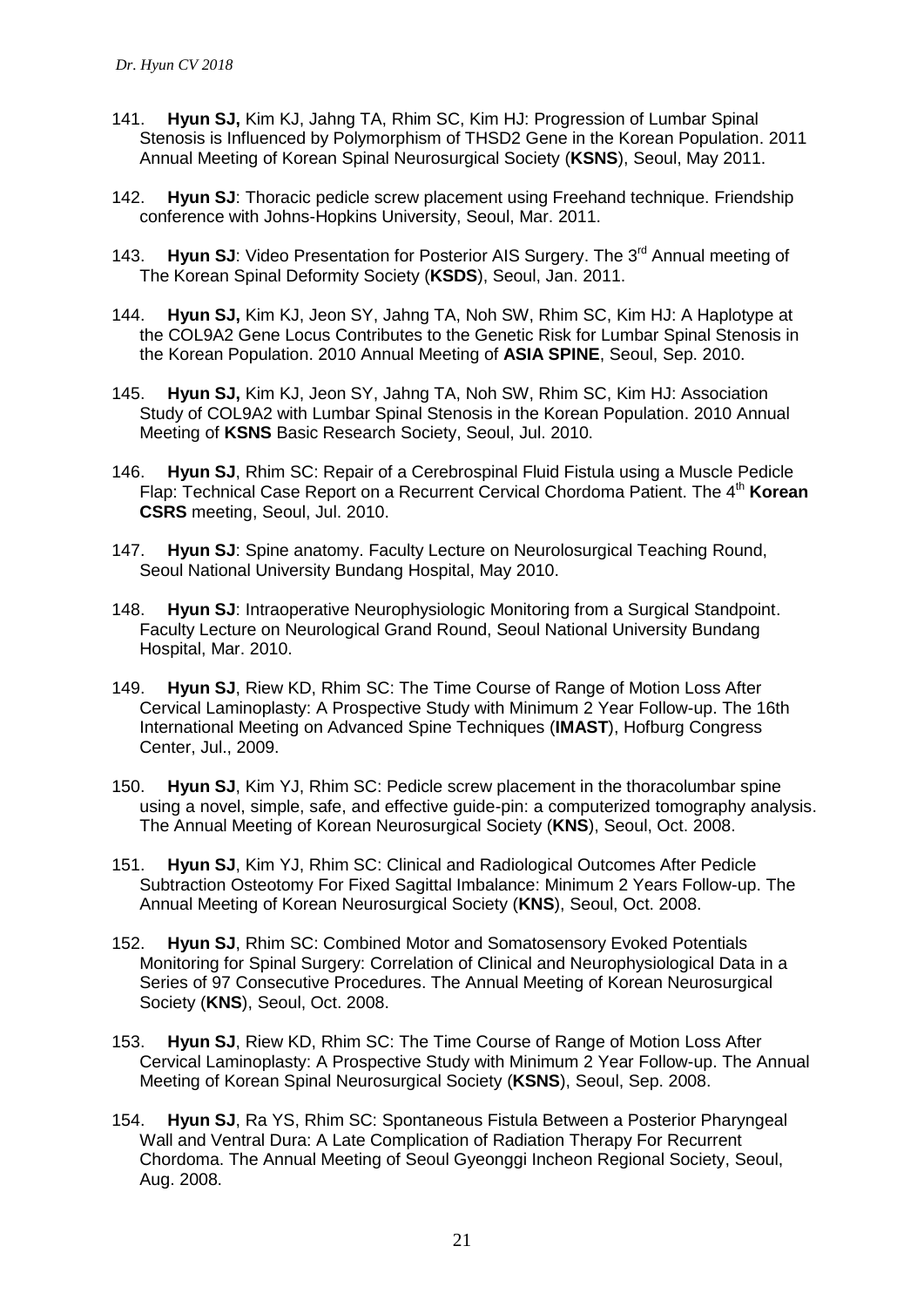141. **Hyun SJ,** Kim KJ, Jahng TA, Rhim SC, Kim HJ: Progression of Lumbar Spinal Stenosis is Influenced by Polymorphism of THSD2 Gene in the Korean Population. 2011 Annual Meeting of Korean Spinal Neurosurgical Society (**KSNS**), Seoul, May 2011.

142. **Hyun SJ**: Thoracic pedicle screw placement using Freehand technique. Friendship conference with Johns-Hopkins University, Seoul, Mar. 2011.

143. **Hyun SJ**: Video Presentation for Posterior AIS Surgery. The 3rd Annual meeting of The Korean Spinal Deformity Society (**KSDS**), Seoul, Jan. 2011.

144. **Hyun SJ,** Kim KJ, Jeon SY, Jahng TA, Noh SW, Rhim SC, Kim HJ: A Haplotype at the COL9A2 Gene Locus Contributes to the Genetic Risk for Lumbar Spinal Stenosis in the Korean Population. 2010 Annual Meeting of **ASIA SPINE**, Seoul, Sep. 2010.

145. **Hyun SJ,** Kim KJ, Jeon SY, Jahng TA, Noh SW, Rhim SC, Kim HJ: Association Study of COL9A2 with Lumbar Spinal Stenosis in the Korean Population. 2010 Annual Meeting of **KSNS** Basic Research Society, Seoul, Jul. 2010.

146. **Hyun SJ**, Rhim SC: Repair of a Cerebrospinal Fluid Fistula using a Muscle Pedicle Flap: Technical Case Report on a Recurrent Cervical Chordoma Patient. The 4th **Korean CSRS** meeting, Seoul, Jul. 2010.

147. **Hyun SJ**: Spine anatomy. Faculty Lecture on Neurolosurgical Teaching Round, Seoul National University Bundang Hospital, May 2010.

148. **Hyun SJ**: Intraoperative Neurophysiologic Monitoring from a Surgical Standpoint. Faculty Lecture on Neurological Grand Round, Seoul National University Bundang Hospital, Mar. 2010.

149. **Hyun SJ**, Riew KD, Rhim SC: The Time Course of Range of Motion Loss After Cervical Laminoplasty: A Prospective Study with Minimum 2 Year Follow-up. The 16th International Meeting on Advanced Spine Techniques (**IMAST**), Hofburg Congress Center, Jul., 2009.

150. **Hyun SJ**, Kim YJ, Rhim SC: Pedicle screw placement in the thoracolumbar spine using a novel, simple, safe, and effective guide-pin: a computerized tomography analysis. The Annual Meeting of Korean Neurosurgical Society (**KNS**), Seoul, Oct. 2008.

151. **Hyun SJ**, Kim YJ, Rhim SC: Clinical and Radiological Outcomes After Pedicle Subtraction Osteotomy For Fixed Sagittal Imbalance: Minimum 2 Years Follow-up. The Annual Meeting of Korean Neurosurgical Society (**KNS**), Seoul, Oct. 2008.

152. **Hyun SJ**, Rhim SC: Combined Motor and Somatosensory Evoked Potentials Monitoring for Spinal Surgery: Correlation of Clinical and Neurophysiological Data in a Series of 97 Consecutive Procedures. The Annual Meeting of Korean Neurosurgical Society (**KNS**), Seoul, Oct. 2008.

153. **Hyun SJ**, Riew KD, Rhim SC: The Time Course of Range of Motion Loss After Cervical Laminoplasty: A Prospective Study with Minimum 2 Year Follow-up. The Annual Meeting of Korean Spinal Neurosurgical Society (**KSNS**), Seoul, Sep. 2008.

154. **Hyun SJ**, Ra YS, Rhim SC: Spontaneous Fistula Between a Posterior Pharyngeal Wall and Ventral Dura: A Late Complication of Radiation Therapy For Recurrent Chordoma. The Annual Meeting of Seoul Gyeonggi Incheon Regional Society, Seoul, Aug. 2008.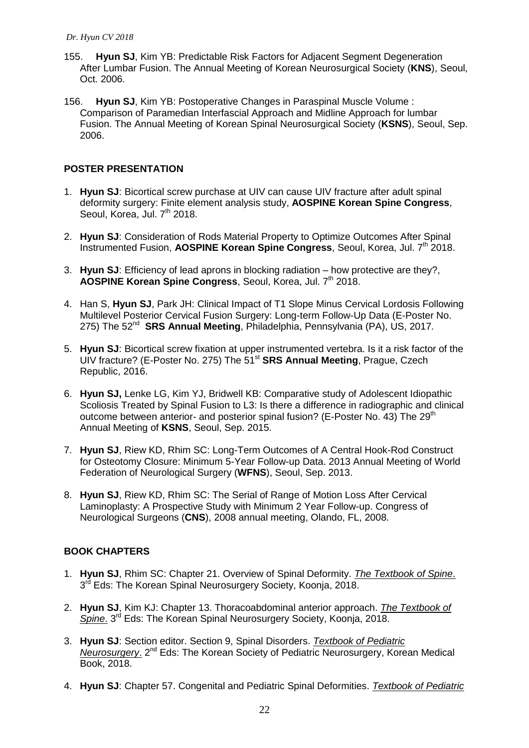155. **Hyun SJ**, Kim YB: Predictable Risk Factors for Adjacent Segment Degeneration After Lumbar Fusion. The Annual Meeting of Korean Neurosurgical Society (**KNS**), Seoul, Oct. 2006.

156. **Hyun SJ**, Kim YB: Postoperative Changes in Paraspinal Muscle Volume : Comparison of Paramedian Interfascial Approach and Midline Approach for lumbar Fusion. The Annual Meeting of Korean Spinal Neurosurgical Society (**KSNS**), Seoul, Sep. 2006.

## POSTER PRESENTATION

1. **Hyun SJ**: Bicortical screw purchase at UIV can cause UIV fracture after adult spinal deformity surgery: Finite element analysis study, **AOSPINE Korean Spine Congress**, Seoul, Korea, Jul. 7th 2018.

2. **Hyun SJ**: Consideration of Rods Material Property to Optimize Outcomes After Spinal Instrumented Fusion, **AOSPINE Korean Spine Congress**, Seoul, Korea, Jul. 7th 2018.

3. **Hyun SJ**: Efficiency of lead aprons in blocking radiation – how protective are they?, **AOSPINE Korean Spine Congress**, Seoul, Korea, Jul. 7th 2018.

4. Han S, **Hyun SJ**, Park JH: Clinical Impact of T1 Slope Minus Cervical Lordosis Following Multilevel Posterior Cervical Fusion Surgery: Long-term Follow-Up Data (E-Poster No. 275) The 52nd **SRS Annual Meeting**, Philadelphia, Pennsylvania (PA), US, 2017.

5. **Hyun SJ**: Bicortical screw fixation at upper instrumented vertebra. Is it a risk factor of the UIV fracture? (E-Poster No. 275) The 51st **SRS Annual Meeting**, Prague, Czech Republic, 2016.

6. **Hyun SJ,** Lenke LG, Kim YJ, Bridwell KB: Comparative study of Adolescent Idiopathic Scoliosis Treated by Spinal Fusion to L3: Is there a difference in radiographic and clinical outcome between anterior- and posterior spinal fusion? (E-Poster No. 43) The 29th Annual Meeting of **KSNS**, Seoul, Sep. 2015.

7. **Hyun SJ**, Riew KD, Rhim SC: Long-Term Outcomes of A Central Hook-Rod Construct for Osteotomy Closure: Minimum 5-Year Follow-up Data. 2013 Annual Meeting of World Federation of Neurological Surgery (**WFNS**), Seoul, Sep. 2013.

8. **Hyun SJ**, Riew KD, Rhim SC: The Serial of Range of Motion Loss After Cervical Laminoplasty: A Prospective Study with Minimum 2 Year Follow-up. Congress of Neurological Surgeons (**CNS**), 2008 annual meeting, Olando, FL, 2008.

## BOOK CHAPTERS

1. **Hyun SJ**, Rhim SC: Chapter 21. Overview of Spinal Deformity. *The Textbook of Spine*. 3rd Eds: The Korean Spinal Neurosurgery Society, Koonja, 2018.

2. **Hyun SJ**, Kim KJ: Chapter 13. Thoracoabdominal anterior approach. *The Textbook of Spine*. 3rd Eds: The Korean Spinal Neurosurgery Society, Koonja, 2018.

3. **Hyun SJ**: Section editor. Section 9, Spinal Disorders. *Textbook of Pediatric Neurosurgery*. 2nd Eds: The Korean Society of Pediatric Neurosurgery, Korean Medical Book, 2018.

4. **Hyun SJ**: Chapter 57. Congenital and Pediatric Spinal Deformities. *Textbook of Pediatric*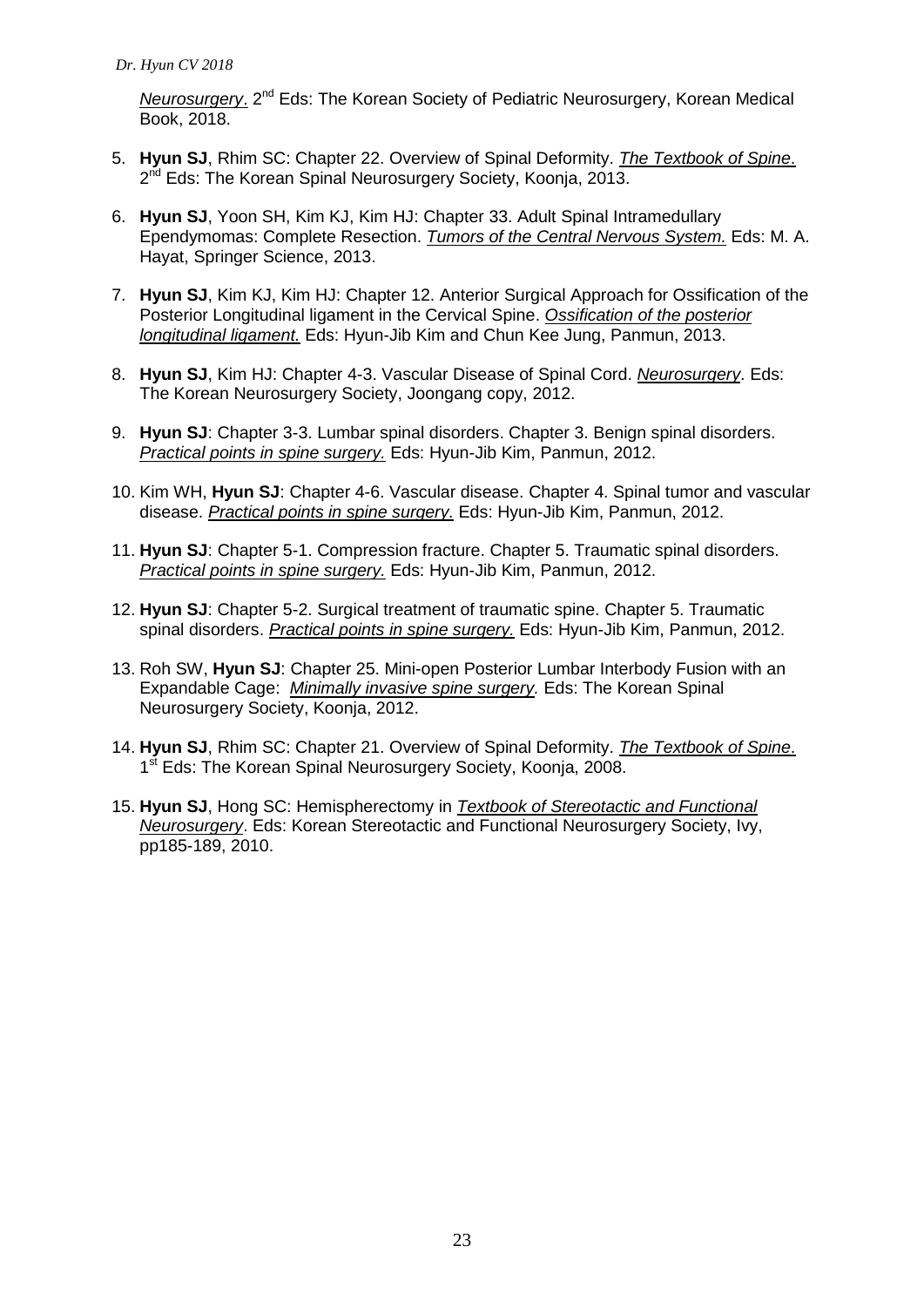*Neurosurgery*. 2nd Eds: The Korean Society of Pediatric Neurosurgery, Korean Medical Book, 2018.

5. **Hyun SJ**, Rhim SC: Chapter 22. Overview of Spinal Deformity. *The Textbook of Spine*. 2nd Eds: The Korean Spinal Neurosurgery Society, Koonja, 2013.

6. **Hyun SJ**, Yoon SH, Kim KJ, Kim HJ: Chapter 33. Adult Spinal Intramedullary Ependymomas: Complete Resection. *Tumors of the Central Nervous System.* Eds: M. A. Hayat, Springer Science, 2013.

7. **Hyun SJ**, Kim KJ, Kim HJ: Chapter 12. Anterior Surgical Approach for Ossification of the Posterior Longitudinal ligament in the Cervical Spine. *Ossification of the posterior longitudinal ligament.* Eds: Hyun-Jib Kim and Chun Kee Jung, Panmun, 2013.

8. **Hyun SJ**, Kim HJ: Chapter 4-3. Vascular Disease of Spinal Cord. *Neurosurgery*. Eds: The Korean Neurosurgery Society, Joongang copy, 2012.

9. **Hyun SJ**: Chapter 3-3. Lumbar spinal disorders. Chapter 3. Benign spinal disorders. *Practical points in spine surgery.* Eds: Hyun-Jib Kim, Panmun, 2012.

10. Kim WH, **Hyun SJ**: Chapter 4-6. Vascular disease. Chapter 4. Spinal tumor and vascular disease. *Practical points in spine surgery.* Eds: Hyun-Jib Kim, Panmun, 2012.

11. **Hyun SJ**: Chapter 5-1. Compression fracture. Chapter 5. Traumatic spinal disorders. *Practical points in spine surgery.* Eds: Hyun-Jib Kim, Panmun, 2012.

12. **Hyun SJ**: Chapter 5-2. Surgical treatment of traumatic spine. Chapter 5. Traumatic spinal disorders. *Practical points in spine surgery.* Eds: Hyun-Jib Kim, Panmun, 2012.

13. Roh SW, **Hyun SJ**: Chapter 25. Mini-open Posterior Lumbar Interbody Fusion with an Expandable Cage: *Minimally invasive spine surgery.* Eds: The Korean Spinal Neurosurgery Society, Koonja, 2012.

14. **Hyun SJ**, Rhim SC: Chapter 21. Overview of Spinal Deformity. *The Textbook of Spine*. 1st Eds: The Korean Spinal Neurosurgery Society, Koonja, 2008.

15. **Hyun SJ**, Hong SC: Hemispherectomy in *Textbook of Stereotactic and Functional Neurosurgery*. Eds: Korean Stereotactic and Functional Neurosurgery Society, Ivy, pp185-189, 2010.